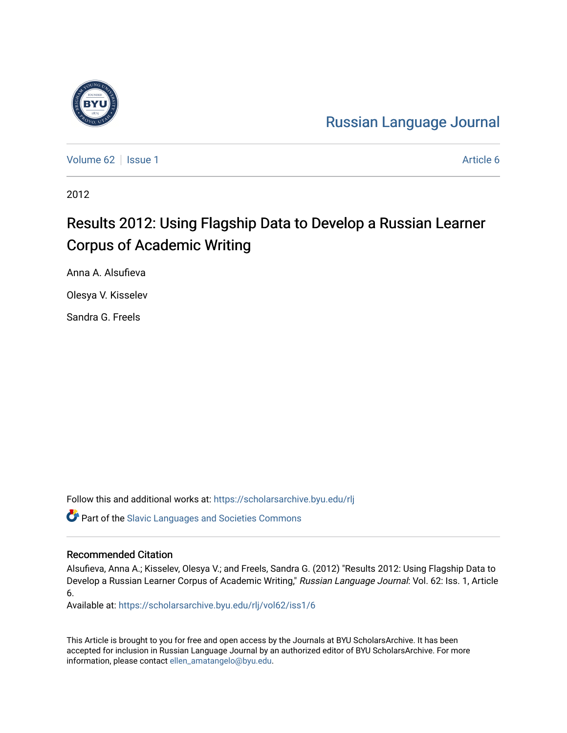Russian Language Journal

Volume 62 | Issue 1 | Article 6

2012

# Results 2012: Using Flagship Data to Develop a Russian Learner Corpus of Academic Writing

Anna A. Alsufieva

Olesya V. Kisselev

Sandra G. Freels

Follow this and additional works at: https://scholarsarchive.byu.edu/rlj

Part of the Slavic Languages and Societies Commons

## Recommended Citation

Alsufieva, Anna A.; Kisselev, Olesya V.; and Freels, Sandra G. (2012) "Results 2012: Using Flagship Data to Develop a Russian Learner Corpus of Academic Writing," *Russian Language Journal*: Vol. 62: Iss. 1, Article 6.

Available at: https://scholarsarchive.byu.edu/rlj/vol62/iss1/6

This Article is brought to you for free and open access by the Journals at BYU ScholarsArchive. It has been accepted for inclusion in Russian Language Journal by an authorized editor of BYU ScholarsArchive. For more information, please contact ellen_amatangelo@byu.edu.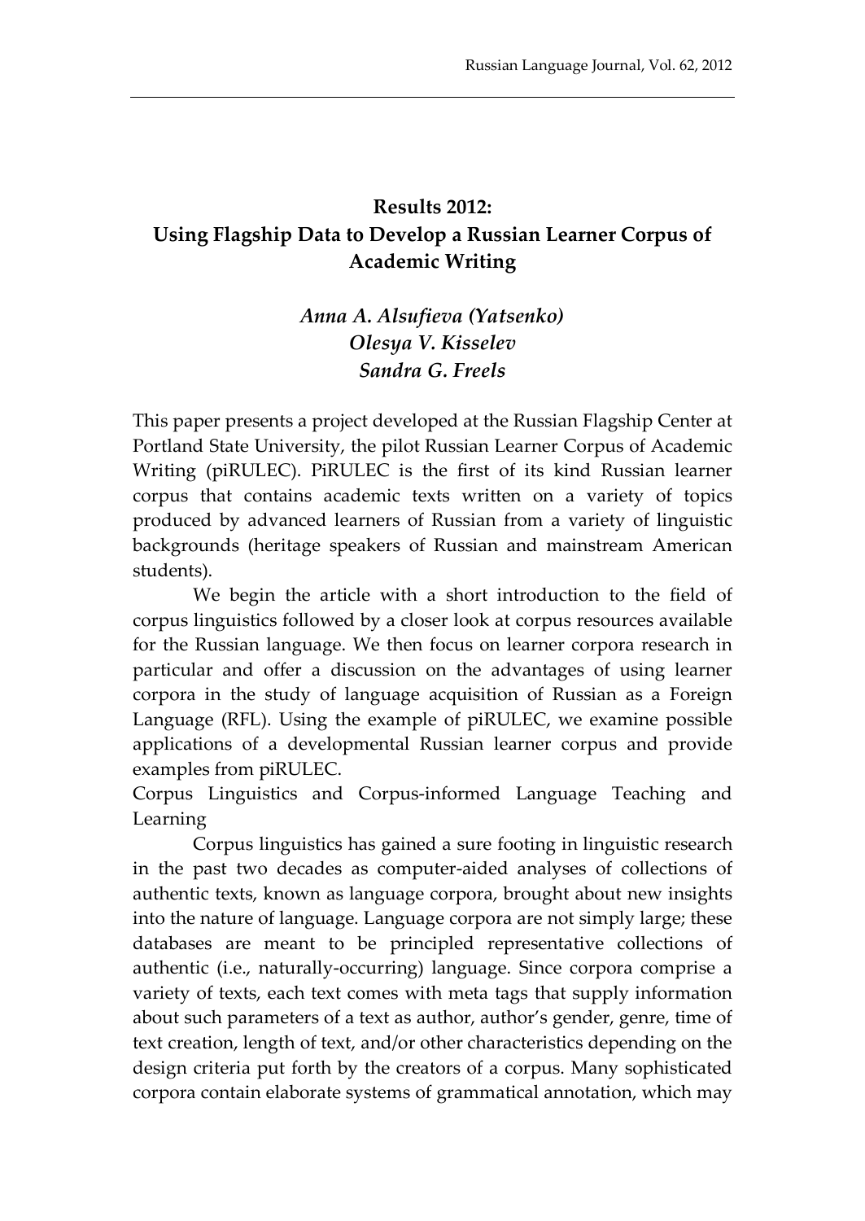# Results 2012:
# Using Flagship Data to Develop a Russian Learner Corpus of Academic Writing

*Anna A. Alsufieva (Yatsenko)*
*Olesya V. Kisselev*
*Sandra G. Freels*

This paper presents a project developed at the Russian Flagship Center at Portland State University, the pilot Russian Learner Corpus of Academic Writing (piRULEC). PiRULEC is the first of its kind Russian learner corpus that contains academic texts written on a variety of topics produced by advanced learners of Russian from a variety of linguistic backgrounds (heritage speakers of Russian and mainstream American students).

We begin the article with a short introduction to the field of corpus linguistics followed by a closer look at corpus resources available for the Russian language. We then focus on learner corpora research in particular and offer a discussion on the advantages of using learner corpora in the study of language acquisition of Russian as a Foreign Language (RFL). Using the example of piRULEC, we examine possible applications of a developmental Russian learner corpus and provide examples from piRULEC.

## Corpus Linguistics and Corpus-informed Language Teaching and Learning

Corpus linguistics has gained a sure footing in linguistic research in the past two decades as computer-aided analyses of collections of authentic texts, known as language corpora, brought about new insights into the nature of language. Language corpora are not simply large; these databases are meant to be principled representative collections of authentic (i.e., naturally-occurring) language. Since corpora comprise a variety of texts, each text comes with meta tags that supply information about such parameters of a text as author, author's gender, genre, time of text creation, length of text, and/or other characteristics depending on the design criteria put forth by the creators of a corpus. Many sophisticated corpora contain elaborate systems of grammatical annotation, which may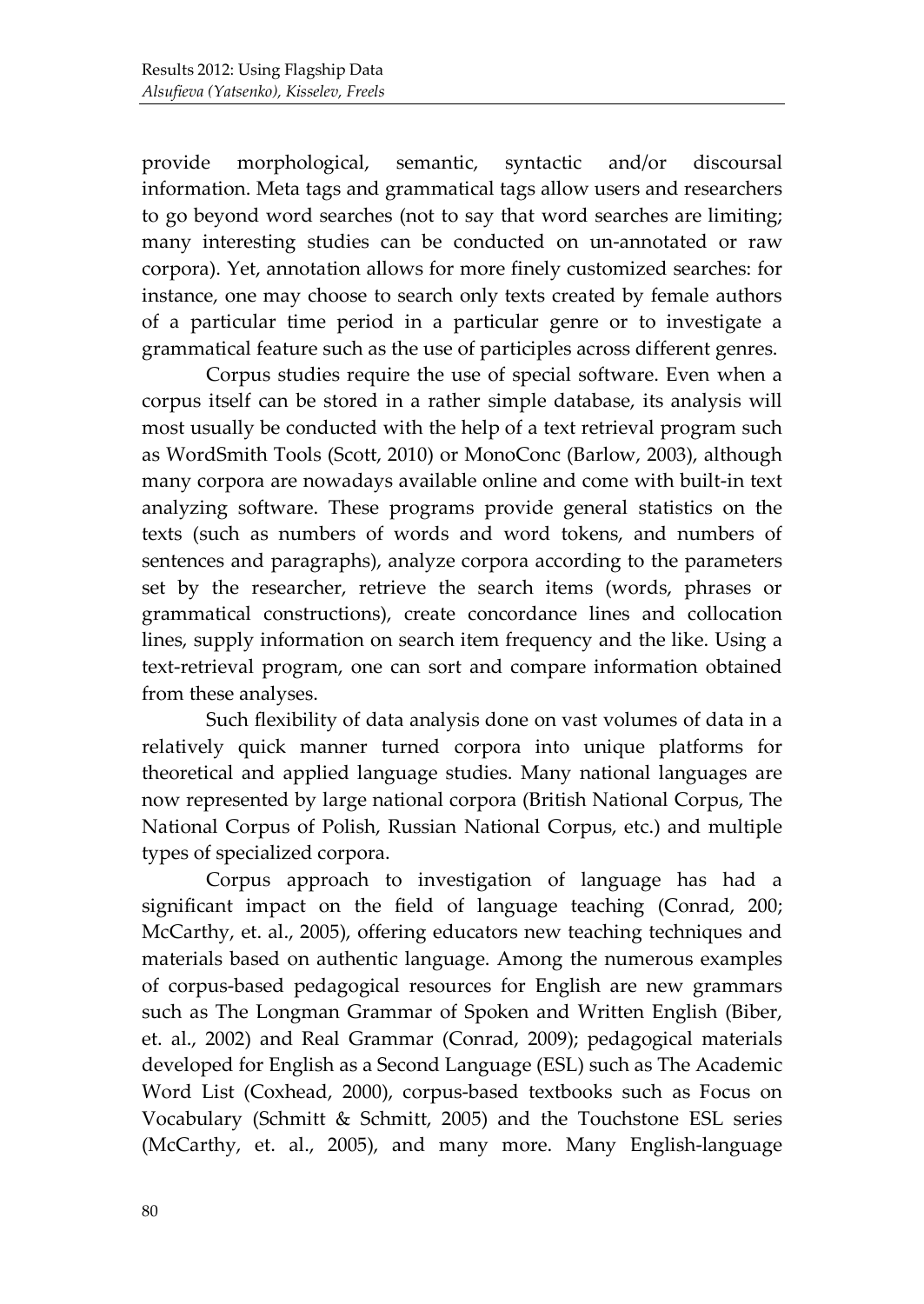provide morphological, semantic, syntactic and/or discoursal information. Meta tags and grammatical tags allow users and researchers to go beyond word searches (not to say that word searches are limiting; many interesting studies can be conducted on un-annotated or raw corpora). Yet, annotation allows for more finely customized searches: for instance, one may choose to search only texts created by female authors of a particular time period in a particular genre or to investigate a grammatical feature such as the use of participles across different genres.

Corpus studies require the use of special software. Even when a corpus itself can be stored in a rather simple database, its analysis will most usually be conducted with the help of a text retrieval program such as WordSmith Tools (Scott, 2010) or MonoConc (Barlow, 2003), although many corpora are nowadays available online and come with built-in text analyzing software. These programs provide general statistics on the texts (such as numbers of words and word tokens, and numbers of sentences and paragraphs), analyze corpora according to the parameters set by the researcher, retrieve the search items (words, phrases or grammatical constructions), create concordance lines and collocation lines, supply information on search item frequency and the like. Using a text-retrieval program, one can sort and compare information obtained from these analyses.

Such flexibility of data analysis done on vast volumes of data in a relatively quick manner turned corpora into unique platforms for theoretical and applied language studies. Many national languages are now represented by large national corpora (British National Corpus, The National Corpus of Polish, Russian National Corpus, etc.) and multiple types of specialized corpora.

Corpus approach to investigation of language has had a significant impact on the field of language teaching (Conrad, 200; McCarthy, et. al., 2005), offering educators new teaching techniques and materials based on authentic language. Among the numerous examples of corpus-based pedagogical resources for English are new grammars such as The Longman Grammar of Spoken and Written English (Biber, et. al., 2002) and Real Grammar (Conrad, 2009); pedagogical materials developed for English as a Second Language (ESL) such as The Academic Word List (Coxhead, 2000), corpus-based textbooks such as Focus on Vocabulary (Schmitt & Schmitt, 2005) and the Touchstone ESL series (McCarthy, et. al., 2005), and many more. Many English-language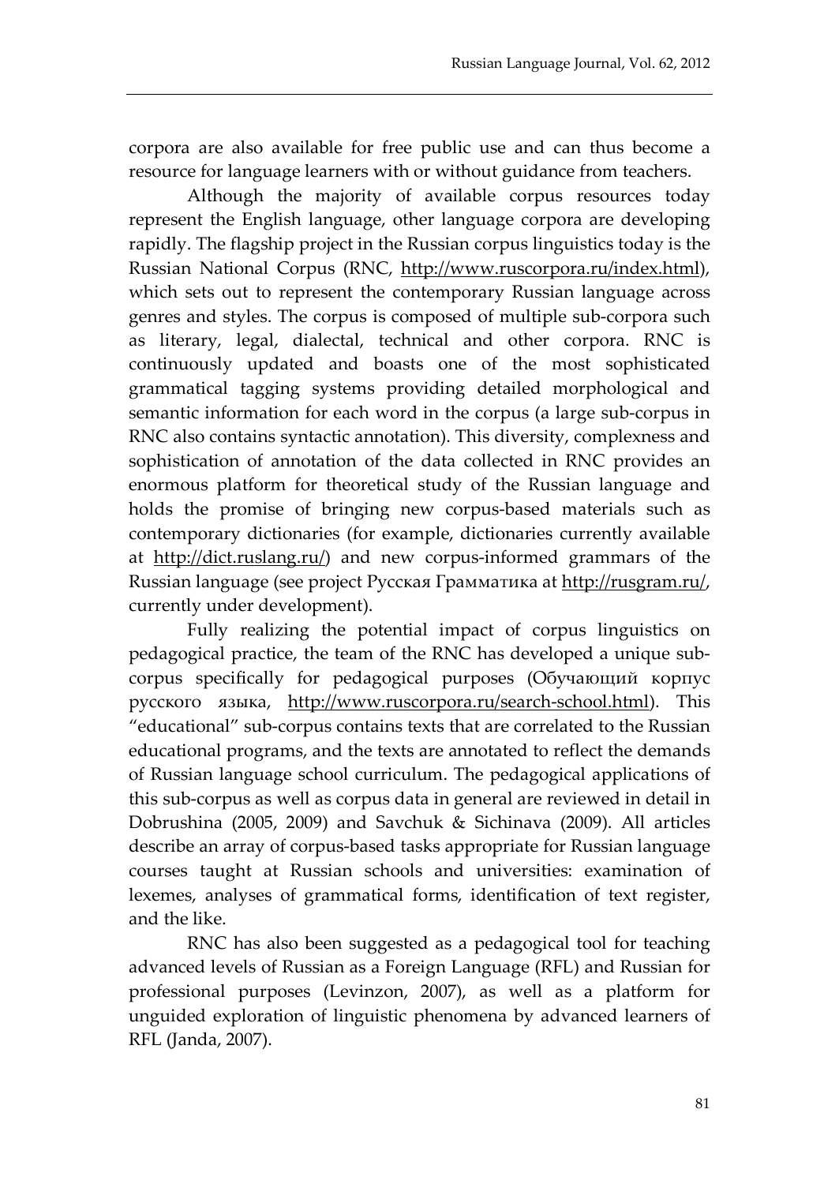corpora are also available for free public use and can thus become a resource for language learners with or without guidance from teachers.

Although the majority of available corpus resources today represent the English language, other language corpora are developing rapidly. The flagship project in the Russian corpus linguistics today is the Russian National Corpus (RNC, http://www.ruscorpora.ru/index.html), which sets out to represent the contemporary Russian language across genres and styles. The corpus is composed of multiple sub-corpora such as literary, legal, dialectal, technical and other corpora. RNC is continuously updated and boasts one of the most sophisticated grammatical tagging systems providing detailed morphological and semantic information for each word in the corpus (a large sub-corpus in RNC also contains syntactic annotation). This diversity, complexness and sophistication of annotation of the data collected in RNC provides an enormous platform for theoretical study of the Russian language and holds the promise of bringing new corpus-based materials such as contemporary dictionaries (for example, dictionaries currently available at http://dict.ruslang.ru/) and new corpus-informed grammars of the Russian language (see project Русская Грамматика at http://rusgram.ru/, currently under development).

Fully realizing the potential impact of corpus linguistics on pedagogical practice, the team of the RNC has developed a unique sub-corpus specifically for pedagogical purposes (Обучающий корпус русского языка, http://www.ruscorpora.ru/search-school.html). This "educational" sub-corpus contains texts that are correlated to the Russian educational programs, and the texts are annotated to reflect the demands of Russian language school curriculum. The pedagogical applications of this sub-corpus as well as corpus data in general are reviewed in detail in Dobrushina (2005, 2009) and Savchuk & Sichinava (2009). All articles describe an array of corpus-based tasks appropriate for Russian language courses taught at Russian schools and universities: examination of lexemes, analyses of grammatical forms, identification of text register, and the like.

RNC has also been suggested as a pedagogical tool for teaching advanced levels of Russian as a Foreign Language (RFL) and Russian for professional purposes (Levinzon, 2007), as well as a platform for unguided exploration of linguistic phenomena by advanced learners of RFL (Janda, 2007).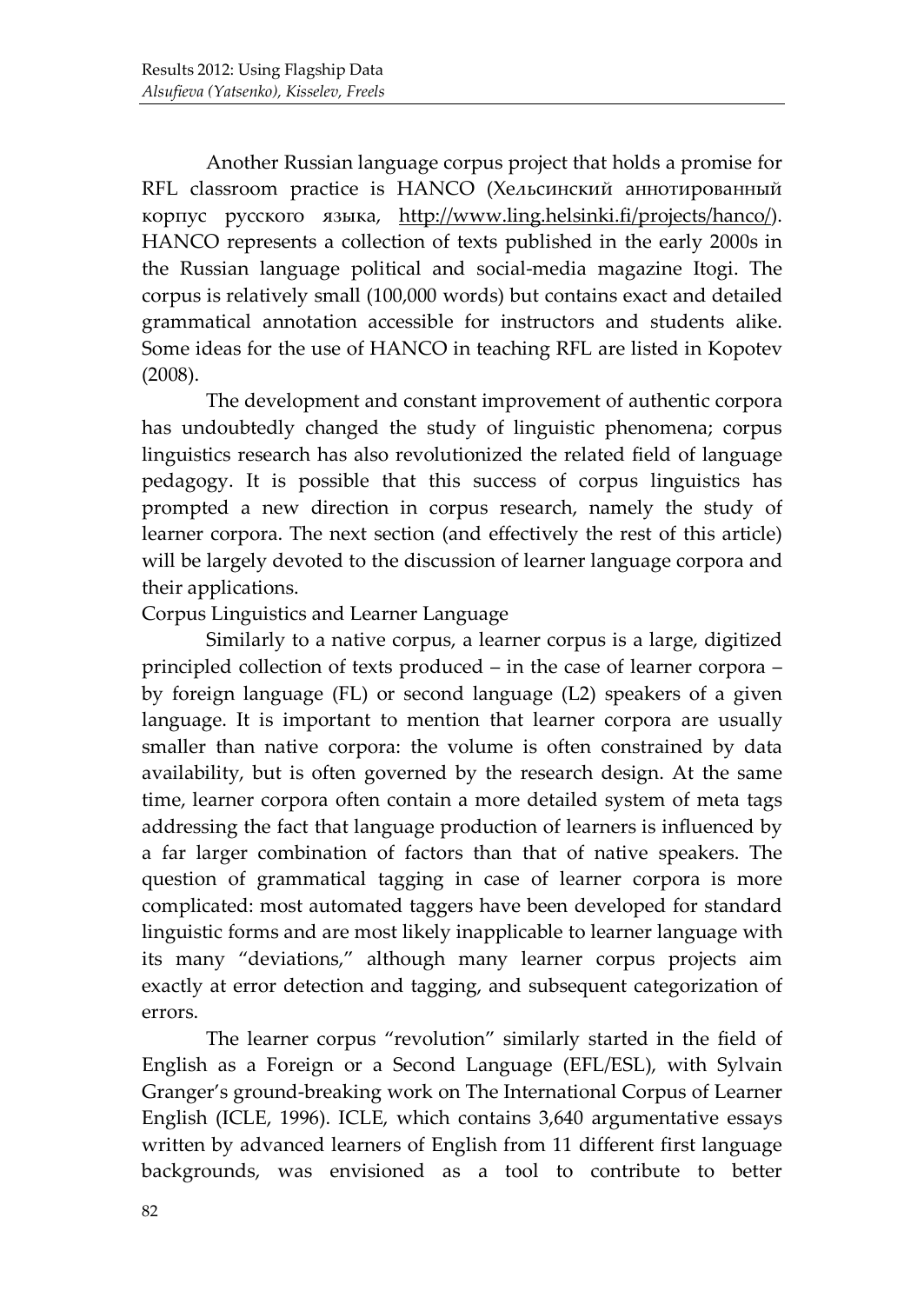Another Russian language corpus project that holds a promise for RFL classroom practice is HANCO (Хельсинский аннотированный корпус русского языка, http://www.ling.helsinki.fi/projects/hanco/). HANCO represents a collection of texts published in the early 2000s in the Russian language political and social-media magazine Itogi. The corpus is relatively small (100,000 words) but contains exact and detailed grammatical annotation accessible for instructors and students alike. Some ideas for the use of HANCO in teaching RFL are listed in Kopotev (2008).

The development and constant improvement of authentic corpora has undoubtedly changed the study of linguistic phenomena; corpus linguistics research has also revolutionized the related field of language pedagogy. It is possible that this success of corpus linguistics has prompted a new direction in corpus research, namely the study of learner corpora. The next section (and effectively the rest of this article) will be largely devoted to the discussion of learner language corpora and their applications.

## Corpus Linguistics and Learner Language

Similarly to a native corpus, a learner corpus is a large, digitized principled collection of texts produced – in the case of learner corpora – by foreign language (FL) or second language (L2) speakers of a given language. It is important to mention that learner corpora are usually smaller than native corpora: the volume is often constrained by data availability, but is often governed by the research design. At the same time, learner corpora often contain a more detailed system of meta tags addressing the fact that language production of learners is influenced by a far larger combination of factors than that of native speakers. The question of grammatical tagging in case of learner corpora is more complicated: most automated taggers have been developed for standard linguistic forms and are most likely inapplicable to learner language with its many "deviations," although many learner corpus projects aim exactly at error detection and tagging, and subsequent categorization of errors.

The learner corpus "revolution" similarly started in the field of English as a Foreign or a Second Language (EFL/ESL), with Sylvain Granger's ground-breaking work on The International Corpus of Learner English (ICLE, 1996). ICLE, which contains 3,640 argumentative essays written by advanced learners of English from 11 different first language backgrounds, was envisioned as a tool to contribute to better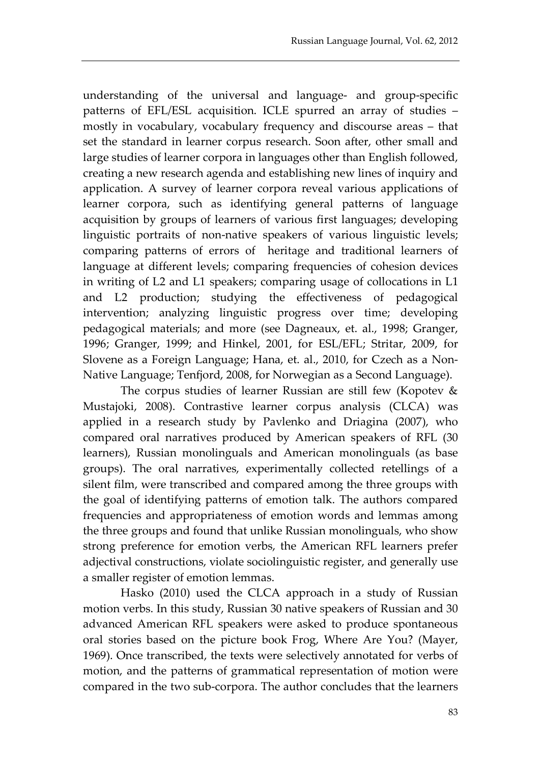understanding of the universal and language- and group-specific patterns of EFL/ESL acquisition. ICLE spurred an array of studies – mostly in vocabulary, vocabulary frequency and discourse areas – that set the standard in learner corpus research. Soon after, other small and large studies of learner corpora in languages other than English followed, creating a new research agenda and establishing new lines of inquiry and application. A survey of learner corpora reveal various applications of learner corpora, such as identifying general patterns of language acquisition by groups of learners of various first languages; developing linguistic portraits of non-native speakers of various linguistic levels; comparing patterns of errors of heritage and traditional learners of language at different levels; comparing frequencies of cohesion devices in writing of L2 and L1 speakers; comparing usage of collocations in L1 and L2 production; studying the effectiveness of pedagogical intervention; analyzing linguistic progress over time; developing pedagogical materials; and more (see Dagneaux, et. al., 1998; Granger, 1996; Granger, 1999; and Hinkel, 2001, for ESL/EFL; Stritar, 2009, for Slovene as a Foreign Language; Hana, et. al., 2010, for Czech as a Non-Native Language; Tenfjord, 2008, for Norwegian as a Second Language).

The corpus studies of learner Russian are still few (Kopotev & Mustajoki, 2008). Contrastive learner corpus analysis (CLCA) was applied in a research study by Pavlenko and Driagina (2007), who compared oral narratives produced by American speakers of RFL (30 learners), Russian monolinguals and American monolinguals (as base groups). The oral narratives, experimentally collected retellings of a silent film, were transcribed and compared among the three groups with the goal of identifying patterns of emotion talk. The authors compared frequencies and appropriateness of emotion words and lemmas among the three groups and found that unlike Russian monolinguals, who show strong preference for emotion verbs, the American RFL learners prefer adjectival constructions, violate sociolinguistic register, and generally use a smaller register of emotion lemmas.

Hasko (2010) used the CLCA approach in a study of Russian motion verbs. In this study, Russian 30 native speakers of Russian and 30 advanced American RFL speakers were asked to produce spontaneous oral stories based on the picture book Frog, Where Are You? (Mayer, 1969). Once transcribed, the texts were selectively annotated for verbs of motion, and the patterns of grammatical representation of motion were compared in the two sub-corpora. The author concludes that the learners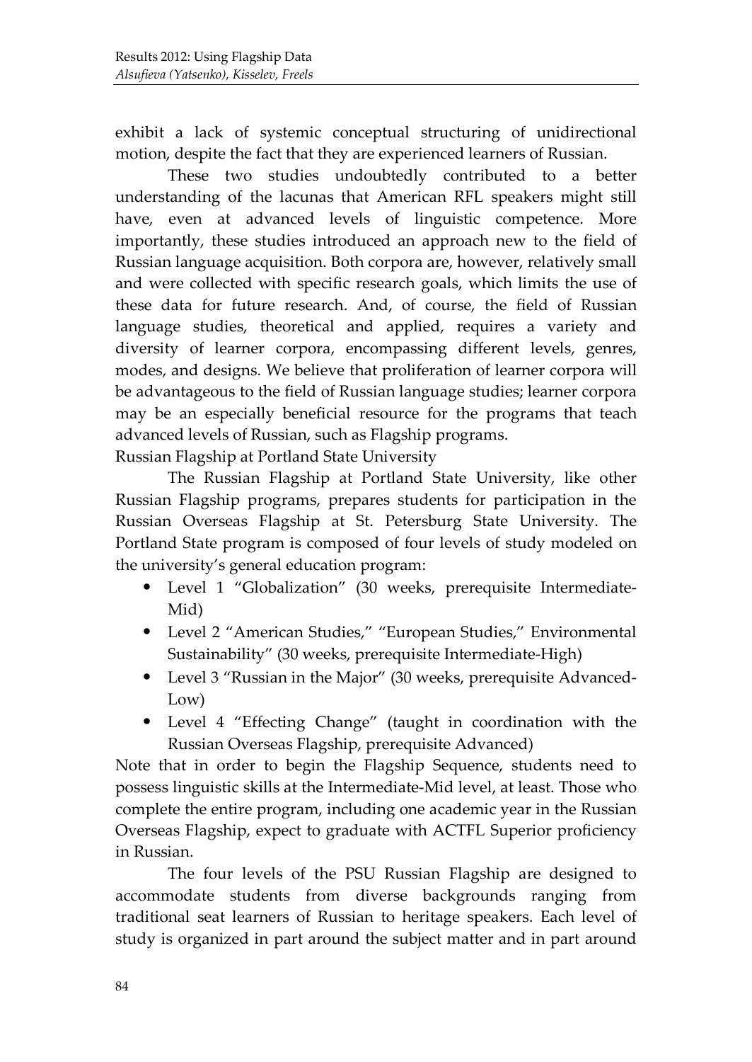exhibit a lack of systemic conceptual structuring of unidirectional motion, despite the fact that they are experienced learners of Russian.

These two studies undoubtedly contributed to a better understanding of the lacunas that American RFL speakers might still have, even at advanced levels of linguistic competence. More importantly, these studies introduced an approach new to the field of Russian language acquisition. Both corpora are, however, relatively small and were collected with specific research goals, which limits the use of these data for future research. And, of course, the field of Russian language studies, theoretical and applied, requires a variety and diversity of learner corpora, encompassing different levels, genres, modes, and designs. We believe that proliferation of learner corpora will be advantageous to the field of Russian language studies; learner corpora may be an especially beneficial resource for the programs that teach advanced levels of Russian, such as Flagship programs.

## Russian Flagship at Portland State University

The Russian Flagship at Portland State University, like other Russian Flagship programs, prepares students for participation in the Russian Overseas Flagship at St. Petersburg State University. The Portland State program is composed of four levels of study modeled on the university's general education program:

- Level 1 "Globalization" (30 weeks, prerequisite Intermediate-Mid)
- Level 2 "American Studies," "European Studies," Environmental Sustainability" (30 weeks, prerequisite Intermediate-High)
- Level 3 "Russian in the Major" (30 weeks, prerequisite Advanced-Low)
- Level 4 "Effecting Change" (taught in coordination with the Russian Overseas Flagship, prerequisite Advanced)

Note that in order to begin the Flagship Sequence, students need to possess linguistic skills at the Intermediate-Mid level, at least. Those who complete the entire program, including one academic year in the Russian Overseas Flagship, expect to graduate with ACTFL Superior proficiency in Russian.

The four levels of the PSU Russian Flagship are designed to accommodate students from diverse backgrounds ranging from traditional seat learners of Russian to heritage speakers. Each level of study is organized in part around the subject matter and in part around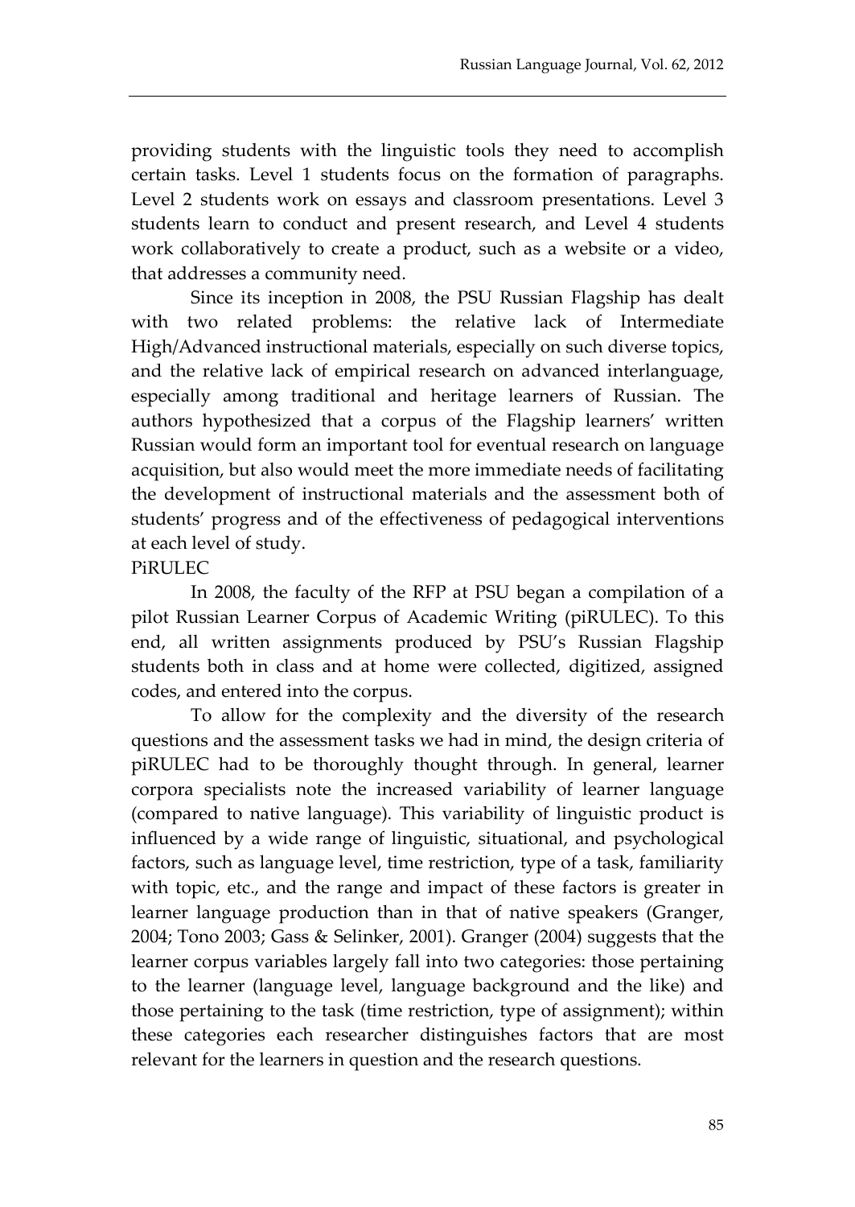providing students with the linguistic tools they need to accomplish certain tasks. Level 1 students focus on the formation of paragraphs. Level 2 students work on essays and classroom presentations. Level 3 students learn to conduct and present research, and Level 4 students work collaboratively to create a product, such as a website or a video, that addresses a community need.

Since its inception in 2008, the PSU Russian Flagship has dealt with two related problems: the relative lack of Intermediate High/Advanced instructional materials, especially on such diverse topics, and the relative lack of empirical research on advanced interlanguage, especially among traditional and heritage learners of Russian. The authors hypothesized that a corpus of the Flagship learners' written Russian would form an important tool for eventual research on language acquisition, but also would meet the more immediate needs of facilitating the development of instructional materials and the assessment both of students' progress and of the effectiveness of pedagogical interventions at each level of study.

## PiRULEC

In 2008, the faculty of the RFP at PSU began a compilation of a pilot Russian Learner Corpus of Academic Writing (piRULEC). To this end, all written assignments produced by PSU's Russian Flagship students both in class and at home were collected, digitized, assigned codes, and entered into the corpus.

To allow for the complexity and the diversity of the research questions and the assessment tasks we had in mind, the design criteria of piRULEC had to be thoroughly thought through. In general, learner corpora specialists note the increased variability of learner language (compared to native language). This variability of linguistic product is influenced by a wide range of linguistic, situational, and psychological factors, such as language level, time restriction, type of a task, familiarity with topic, etc., and the range and impact of these factors is greater in learner language production than in that of native speakers (Granger, 2004; Tono 2003; Gass & Selinker, 2001). Granger (2004) suggests that the learner corpus variables largely fall into two categories: those pertaining to the learner (language level, language background and the like) and those pertaining to the task (time restriction, type of assignment); within these categories each researcher distinguishes factors that are most relevant for the learners in question and the research questions.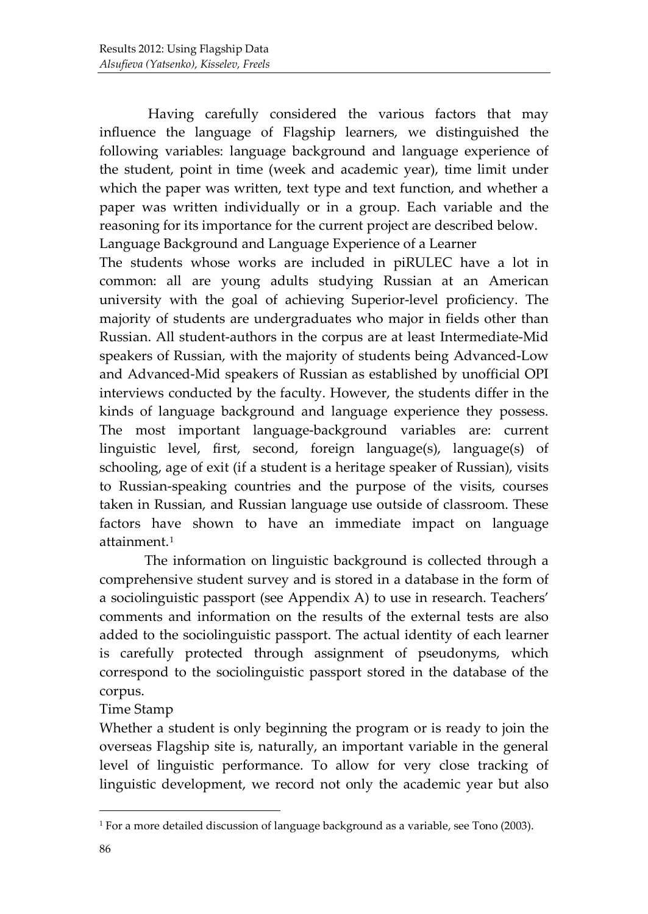Having carefully considered the various factors that may influence the language of Flagship learners, we distinguished the following variables: language background and language experience of the student, point in time (week and academic year), time limit under which the paper was written, text type and text function, and whether a paper was written individually or in a group. Each variable and the reasoning for its importance for the current project are described below.

### Language Background and Language Experience of a Learner

The students whose works are included in piRULEC have a lot in common: all are young adults studying Russian at an American university with the goal of achieving Superior-level proficiency. The majority of students are undergraduates who major in fields other than Russian. All student-authors in the corpus are at least Intermediate-Mid speakers of Russian, with the majority of students being Advanced-Low and Advanced-Mid speakers of Russian as established by unofficial OPI interviews conducted by the faculty. However, the students differ in the kinds of language background and language experience they possess. The most important language-background variables are: current linguistic level, first, second, foreign language(s), language(s) of schooling, age of exit (if a student is a heritage speaker of Russian), visits to Russian-speaking countries and the purpose of the visits, courses taken in Russian, and Russian language use outside of classroom. These factors have shown to have an immediate impact on language attainment.[1]

The information on linguistic background is collected through a comprehensive student survey and is stored in a database in the form of a sociolinguistic passport (see Appendix A) to use in research. Teachers' comments and information on the results of the external tests are also added to the sociolinguistic passport. The actual identity of each learner is carefully protected through assignment of pseudonyms, which correspond to the sociolinguistic passport stored in the database of the corpus.

### Time Stamp

Whether a student is only beginning the program or is ready to join the overseas Flagship site is, naturally, an important variable in the general level of linguistic performance. To allow for very close tracking of linguistic development, we record not only the academic year but also

---

[1] For a more detailed discussion of language background as a variable, see Tono (2003).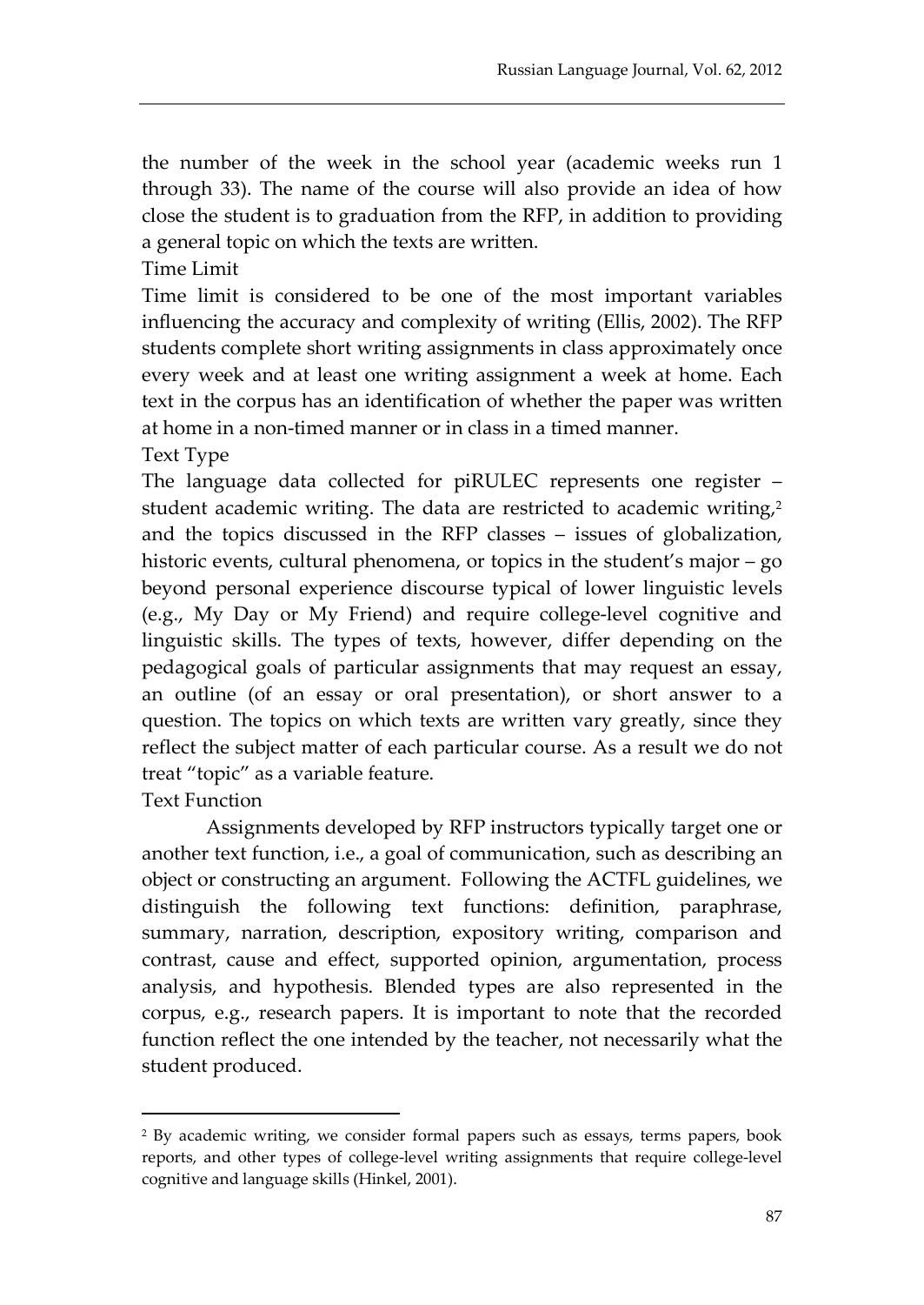the number of the week in the school year (academic weeks run 1 through 33). The name of the course will also provide an idea of how close the student is to graduation from the RFP, in addition to providing a general topic on which the texts are written.

### Time Limit

Time limit is considered to be one of the most important variables influencing the accuracy and complexity of writing (Ellis, 2002). The RFP students complete short writing assignments in class approximately once every week and at least one writing assignment a week at home. Each text in the corpus has an identification of whether the paper was written at home in a non-timed manner or in class in a timed manner.

### Text Type

The language data collected for piRULEC represents one register – student academic writing. The data are restricted to academic writing,[2] and the topics discussed in the RFP classes – issues of globalization, historic events, cultural phenomena, or topics in the student's major – go beyond personal experience discourse typical of lower linguistic levels (e.g., My Day or My Friend) and require college-level cognitive and linguistic skills. The types of texts, however, differ depending on the pedagogical goals of particular assignments that may request an essay, an outline (of an essay or oral presentation), or short answer to a question. The topics on which texts are written vary greatly, since they reflect the subject matter of each particular course. As a result we do not treat "topic" as a variable feature.

### Text Function

Assignments developed by RFP instructors typically target one or another text function, i.e., a goal of communication, such as describing an object or constructing an argument. Following the ACTFL guidelines, we distinguish the following text functions: definition, paraphrase, summary, narration, description, expository writing, comparison and contrast, cause and effect, supported opinion, argumentation, process analysis, and hypothesis. Blended types are also represented in the corpus, e.g., research papers. It is important to note that the recorded function reflect the one intended by the teacher, not necessarily what the student produced.

---

[2] By academic writing, we consider formal papers such as essays, terms papers, book reports, and other types of college-level writing assignments that require college-level cognitive and language skills (Hinkel, 2001).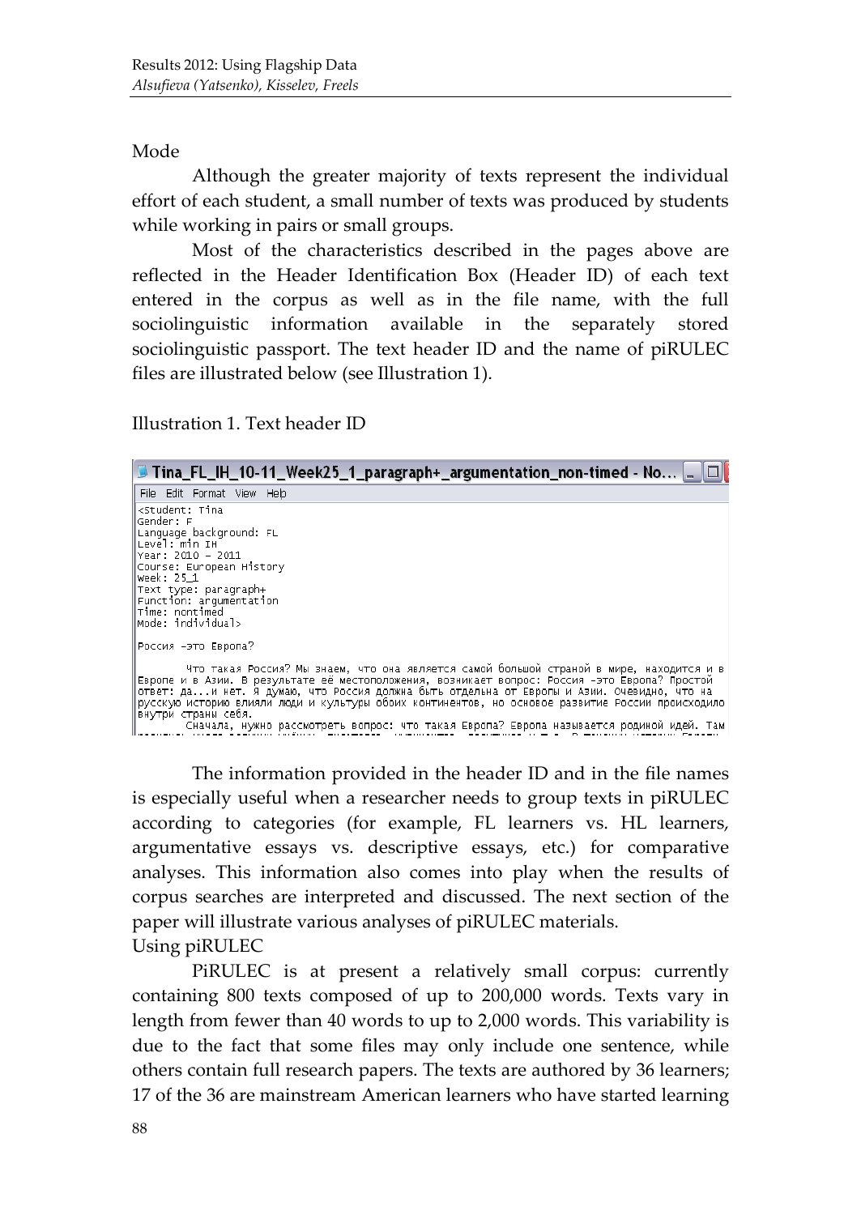Mode

Although the greater majority of texts represent the individual effort of each student, a small number of texts was produced by students while working in pairs or small groups.

Most of the characteristics described in the pages above are reflected in the Header Identification Box (Header ID) of each text entered in the corpus as well as in the file name, with the full sociolinguistic information available in the separately stored sociolinguistic passport. The text header ID and the name of piRULEC files are illustrated below (see Illustration 1).

Illustration 1. Text header ID

```
Tina_FL_IH_10-11_Week25_1_paragraph+_argumentation_non-timed - No...
File  Edit  Format  View  Help
<Student: Tina
Gender: F
Language background: FL
Level: min IH
Year: 2010 – 2011
Course: European History
Week: 25_1
Text type: paragraph+
Function: argumentation
Time: nontimed
Mode: individual>

Россия –это Европа?

        Что такая Россия? Мы знаем, что она является самой большой страной в мире, находится и в
Европе и в Азии. В результате её местоположения, возникает вопрос: Россия –это Европа? Простой
ответ: да...и нет. Я думаю, что Россия должна быть отдельна от Европы и Азии. Очевидно, что на
русскую историю влияли люди и культуры обоих континентов, но основое развитие России происходило
внутри страны себя.
        Сначала, нужно рассмотреть вопрос: что такая Европа? Европа называется родиной идей. Там
```

The information provided in the header ID and in the file names is especially useful when a researcher needs to group texts in piRULEC according to categories (for example, FL learners vs. HL learners, argumentative essays vs. descriptive essays, etc.) for comparative analyses. This information also comes into play when the results of corpus searches are interpreted and discussed. The next section of the paper will illustrate various analyses of piRULEC materials.

## Using piRULEC

PiRULEC is at present a relatively small corpus: currently containing 800 texts composed of up to 200,000 words. Texts vary in length from fewer than 40 words to up to 2,000 words. This variability is due to the fact that some files may only include one sentence, while others contain full research papers. The texts are authored by 36 learners; 17 of the 36 are mainstream American learners who have started learning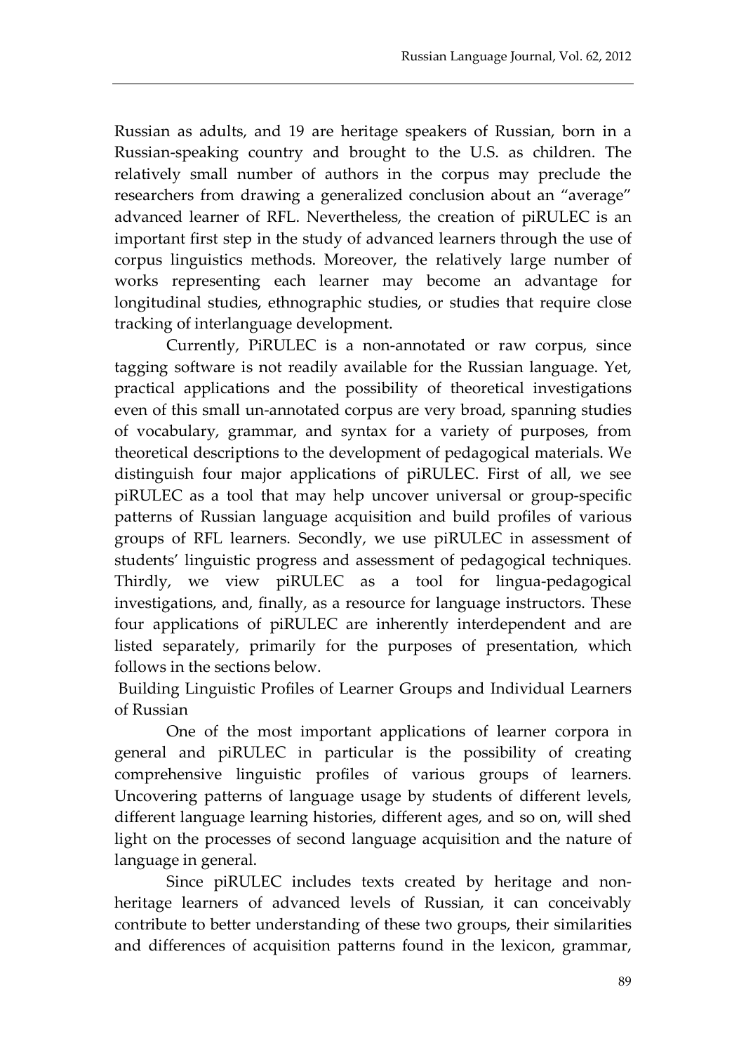Russian as adults, and 19 are heritage speakers of Russian, born in a Russian-speaking country and brought to the U.S. as children. The relatively small number of authors in the corpus may preclude the researchers from drawing a generalized conclusion about an "average" advanced learner of RFL. Nevertheless, the creation of piRULEC is an important first step in the study of advanced learners through the use of corpus linguistics methods. Moreover, the relatively large number of works representing each learner may become an advantage for longitudinal studies, ethnographic studies, or studies that require close tracking of interlanguage development.

Currently, PiRULEC is a non-annotated or raw corpus, since tagging software is not readily available for the Russian language. Yet, practical applications and the possibility of theoretical investigations even of this small un-annotated corpus are very broad, spanning studies of vocabulary, grammar, and syntax for a variety of purposes, from theoretical descriptions to the development of pedagogical materials. We distinguish four major applications of piRULEC. First of all, we see piRULEC as a tool that may help uncover universal or group-specific patterns of Russian language acquisition and build profiles of various groups of RFL learners. Secondly, we use piRULEC in assessment of students' linguistic progress and assessment of pedagogical techniques. Thirdly, we view piRULEC as a tool for lingua-pedagogical investigations, and, finally, as a resource for language instructors. These four applications of piRULEC are inherently interdependent and are listed separately, primarily for the purposes of presentation, which follows in the sections below.

## Building Linguistic Profiles of Learner Groups and Individual Learners of Russian

One of the most important applications of learner corpora in general and piRULEC in particular is the possibility of creating comprehensive linguistic profiles of various groups of learners. Uncovering patterns of language usage by students of different levels, different language learning histories, different ages, and so on, will shed light on the processes of second language acquisition and the nature of language in general.

Since piRULEC includes texts created by heritage and non-heritage learners of advanced levels of Russian, it can conceivably contribute to better understanding of these two groups, their similarities and differences of acquisition patterns found in the lexicon, grammar,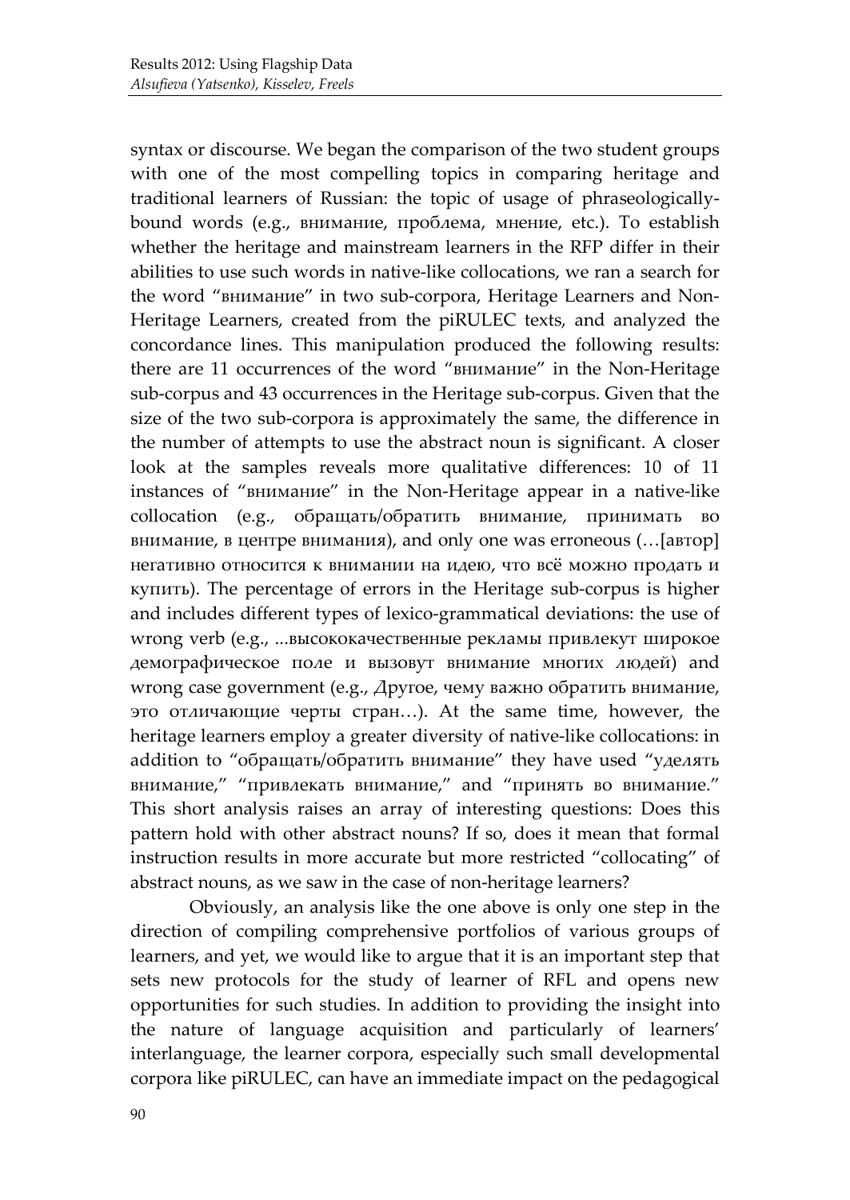syntax or discourse. We began the comparison of the two student groups with one of the most compelling topics in comparing heritage and traditional learners of Russian: the topic of usage of phraseologically-bound words (e.g., внимание, проблема, мнение, etc.). To establish whether the heritage and mainstream learners in the RFP differ in their abilities to use such words in native-like collocations, we ran a search for the word "внимание" in two sub-corpora, Heritage Learners and Non-Heritage Learners, created from the piRULEC texts, and analyzed the concordance lines. This manipulation produced the following results: there are 11 occurrences of the word "внимание" in the Non-Heritage sub-corpus and 43 occurrences in the Heritage sub-corpus. Given that the size of the two sub-corpora is approximately the same, the difference in the number of attempts to use the abstract noun is significant. A closer look at the samples reveals more qualitative differences: 10 of 11 instances of "внимание" in the Non-Heritage appear in a native-like collocation (e.g., обращать/обратить внимание, принимать во внимание, в центре внимания), and only one was erroneous (…[автор] негативно относится к внимании на идею, что всё можно продать и купить). The percentage of errors in the Heritage sub-corpus is higher and includes different types of lexico-grammatical deviations: the use of wrong verb (e.g., ...высококачественные рекламы привлекут широкое демографическое поле и вызовут внимание многих людей) and wrong case government (e.g., Другое, чему важно обратить внимание, это отличающие черты стран…). At the same time, however, the heritage learners employ a greater diversity of native-like collocations: in addition to "обращать/обратить внимание" they have used "уделять внимание," "привлекать внимание," and "принять во внимание." This short analysis raises an array of interesting questions: Does this pattern hold with other abstract nouns? If so, does it mean that formal instruction results in more accurate but more restricted "collocating" of abstract nouns, as we saw in the case of non-heritage learners?

Obviously, an analysis like the one above is only one step in the direction of compiling comprehensive portfolios of various groups of learners, and yet, we would like to argue that it is an important step that sets new protocols for the study of learner of RFL and opens new opportunities for such studies. In addition to providing the insight into the nature of language acquisition and particularly of learners' interlanguage, the learner corpora, especially such small developmental corpora like piRULEC, can have an immediate impact on the pedagogical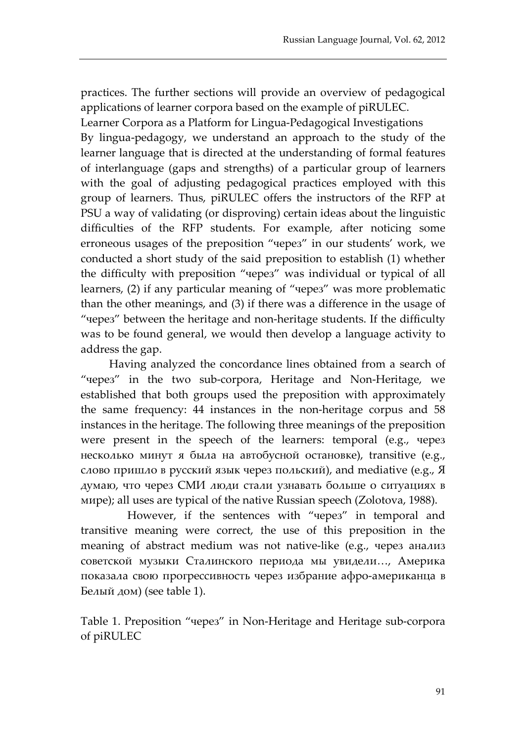practices. The further sections will provide an overview of pedagogical applications of learner corpora based on the example of piRULEC.

## Learner Corpora as a Platform for Lingua-Pedagogical Investigations

By lingua-pedagogy, we understand an approach to the study of the learner language that is directed at the understanding of formal features of interlanguage (gaps and strengths) of a particular group of learners with the goal of adjusting pedagogical practices employed with this group of learners. Thus, piRULEC offers the instructors of the RFP at PSU a way of validating (or disproving) certain ideas about the linguistic difficulties of the RFP students. For example, after noticing some erroneous usages of the preposition "через" in our students' work, we conducted a short study of the said preposition to establish (1) whether the difficulty with preposition "через" was individual or typical of all learners, (2) if any particular meaning of "через" was more problematic than the other meanings, and (3) if there was a difference in the usage of "через" between the heritage and non-heritage students. If the difficulty was to be found general, we would then develop a language activity to address the gap.

Having analyzed the concordance lines obtained from a search of "через" in the two sub-corpora, Heritage and Non-Heritage, we established that both groups used the preposition with approximately the same frequency: 44 instances in the non-heritage corpus and 58 instances in the heritage. The following three meanings of the preposition were present in the speech of the learners: temporal (e.g., через несколько минут я была на автобусной остановке), transitive (e.g., слово пришло в русский язык через польский), and mediative (e.g., Я думаю, что через СМИ люди стали узнавать больше о ситуациях в мире); all uses are typical of the native Russian speech (Zolotova, 1988).

However, if the sentences with "через" in temporal and transitive meaning were correct, the use of this preposition in the meaning of abstract medium was not native-like (e.g., через анализ советской музыки Сталинского периода мы увидели…, Америка показала свою прогрессивность через избрание афро-американца в Белый дом) (see table 1).

Table 1. Preposition "через" in Non-Heritage and Heritage sub-corpora of piRULEC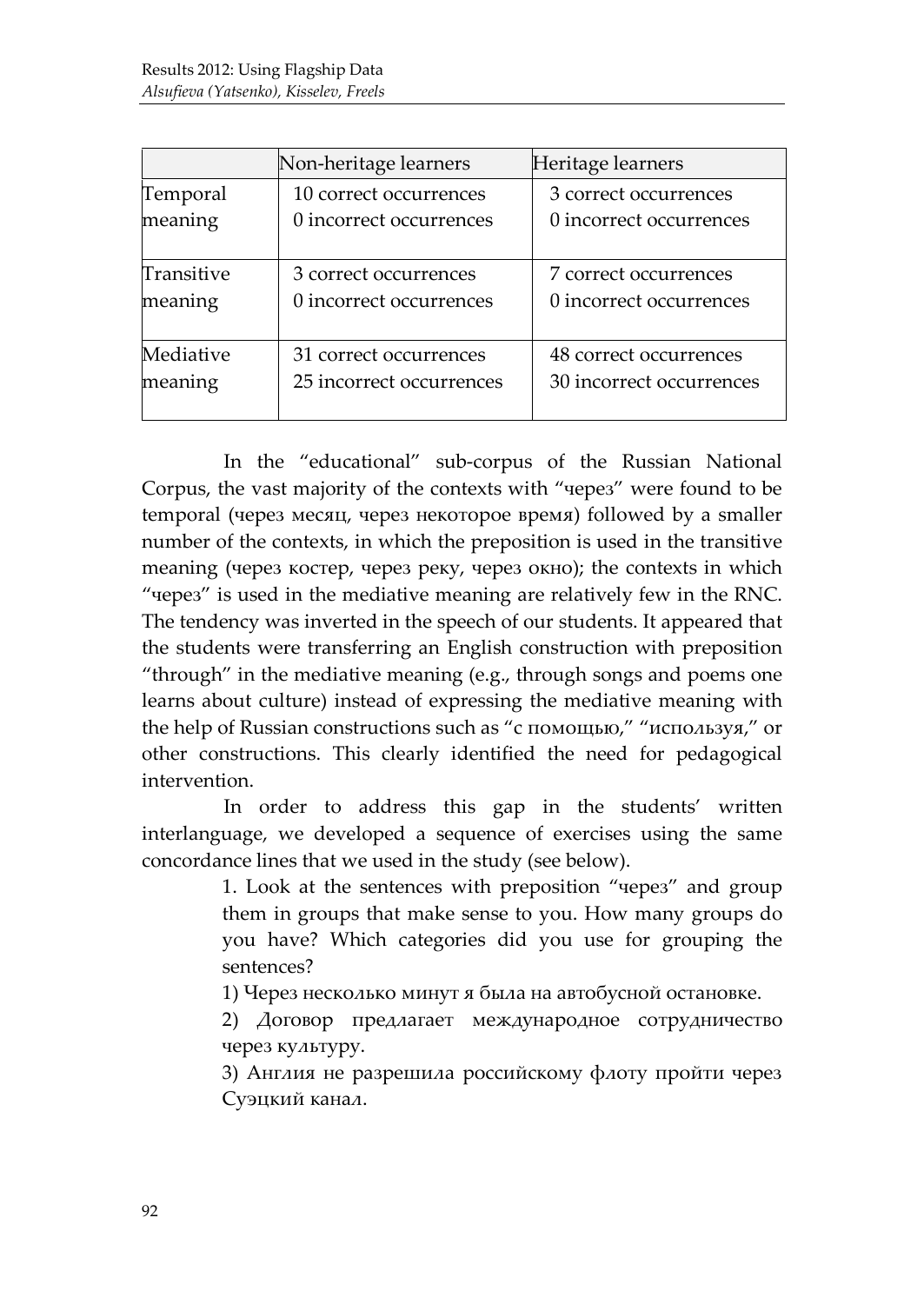| | Non-heritage learners | Heritage learners |
|---|---|---|
| Temporal meaning | 10 correct occurrences<br>0 incorrect occurrences | 3 correct occurrences<br>0 incorrect occurrences |
| Transitive meaning | 3 correct occurrences<br>0 incorrect occurrences | 7 correct occurrences<br>0 incorrect occurrences |
| Mediative meaning | 31 correct occurrences<br>25 incorrect occurrences | 48 correct occurrences<br>30 incorrect occurrences |

In the "educational" sub-corpus of the Russian National Corpus, the vast majority of the contexts with "через" were found to be temporal (через месяц, через некоторое время) followed by a smaller number of the contexts, in which the preposition is used in the transitive meaning (через костер, через реку, через окно); the contexts in which "через" is used in the mediative meaning are relatively few in the RNC. The tendency was inverted in the speech of our students. It appeared that the students were transferring an English construction with preposition "through" in the mediative meaning (e.g., through songs and poems one learns about culture) instead of expressing the mediative meaning with the help of Russian constructions such as "с помощью," "используя," or other constructions. This clearly identified the need for pedagogical intervention.

In order to address this gap in the students' written interlanguage, we developed a sequence of exercises using the same concordance lines that we used in the study (see below).

> 1. Look at the sentences with preposition "через" and group them in groups that make sense to you. How many groups do you have? Which categories did you use for grouping the sentences?
>
> 1) Через несколько минут я была на автобусной остановке.
>
> 2) Договор предлагает международное сотрудничество через культуру.
>
> 3) Англия не разрешила российскому флоту пройти через Суэцкий канал.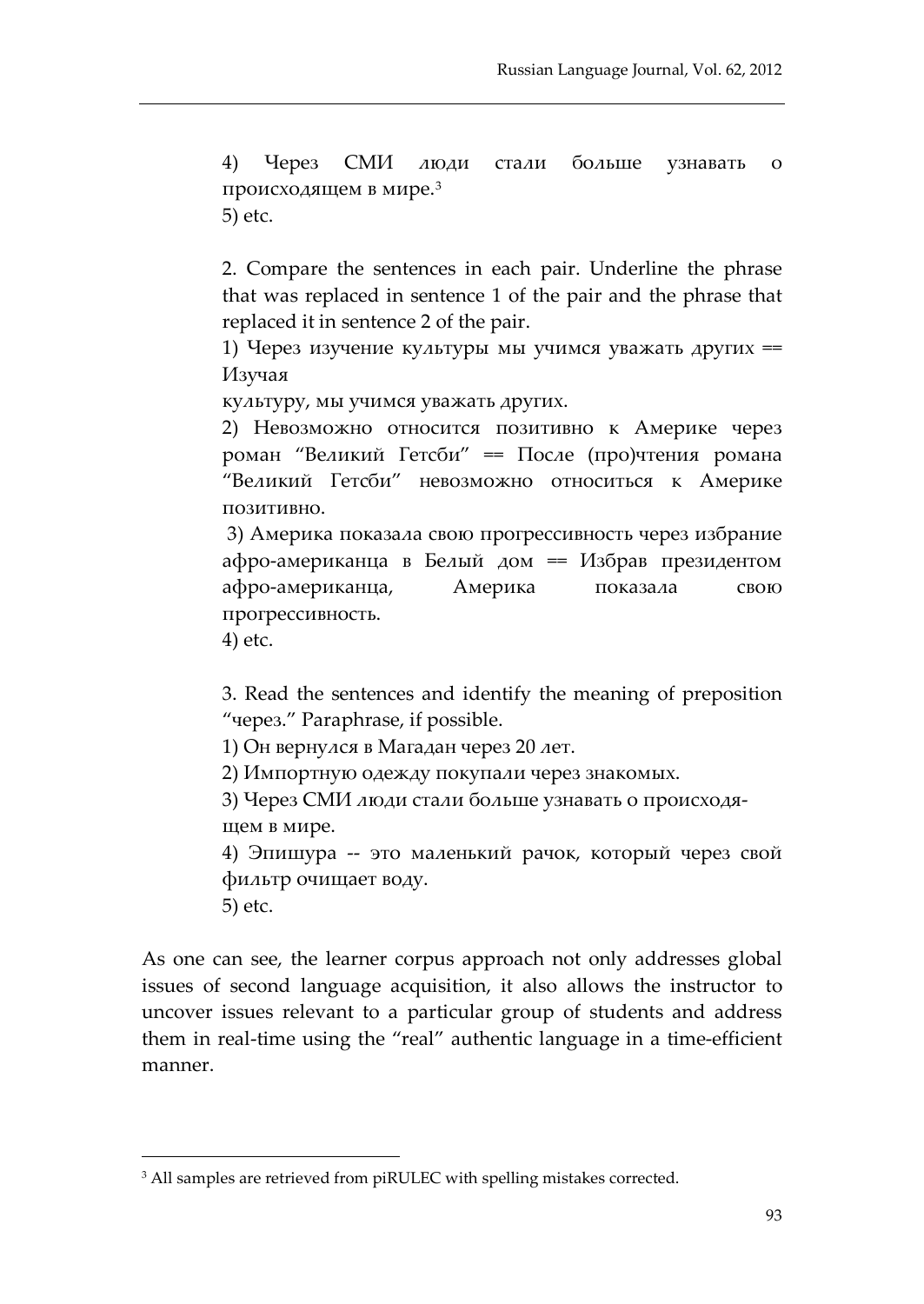4) Через СМИ люди стали больше узнавать о происходящем в мире.[3]
5) etc.

2. Compare the sentences in each pair. Underline the phrase that was replaced in sentence 1 of the pair and the phrase that replaced it in sentence 2 of the pair.
1) Через изучение культуры мы учимся уважать других == Изучая
культуру, мы учимся уважать других.
2) Невозможно относится позитивно к Америке через роман "Великий Гетсби" == После (про)чтения романа "Великий Гетсби" невозможно относиться к Америке позитивно.
3) Америка показала свою прогрессивность через избрание афро-американца в Белый дом == Избрав президентом афро-американца, Америка показала свою прогрессивность.
4) etc.

3. Read the sentences and identify the meaning of preposition "через." Paraphrase, if possible.
1) Он вернулся в Магадан через 20 лет.
2) Импортную одежду покупали через знакомых.
3) Через СМИ люди стали больше узнавать о происходящем в мире.
4) Эпишура -- это маленький рачок, который через свой фильтр очищает воду.
5) etc.

As one can see, the learner corpus approach not only addresses global issues of second language acquisition, it also allows the instructor to uncover issues relevant to a particular group of students and address them in real-time using the "real" authentic language in a time-efficient manner.

[3] All samples are retrieved from piRULEC with spelling mistakes corrected.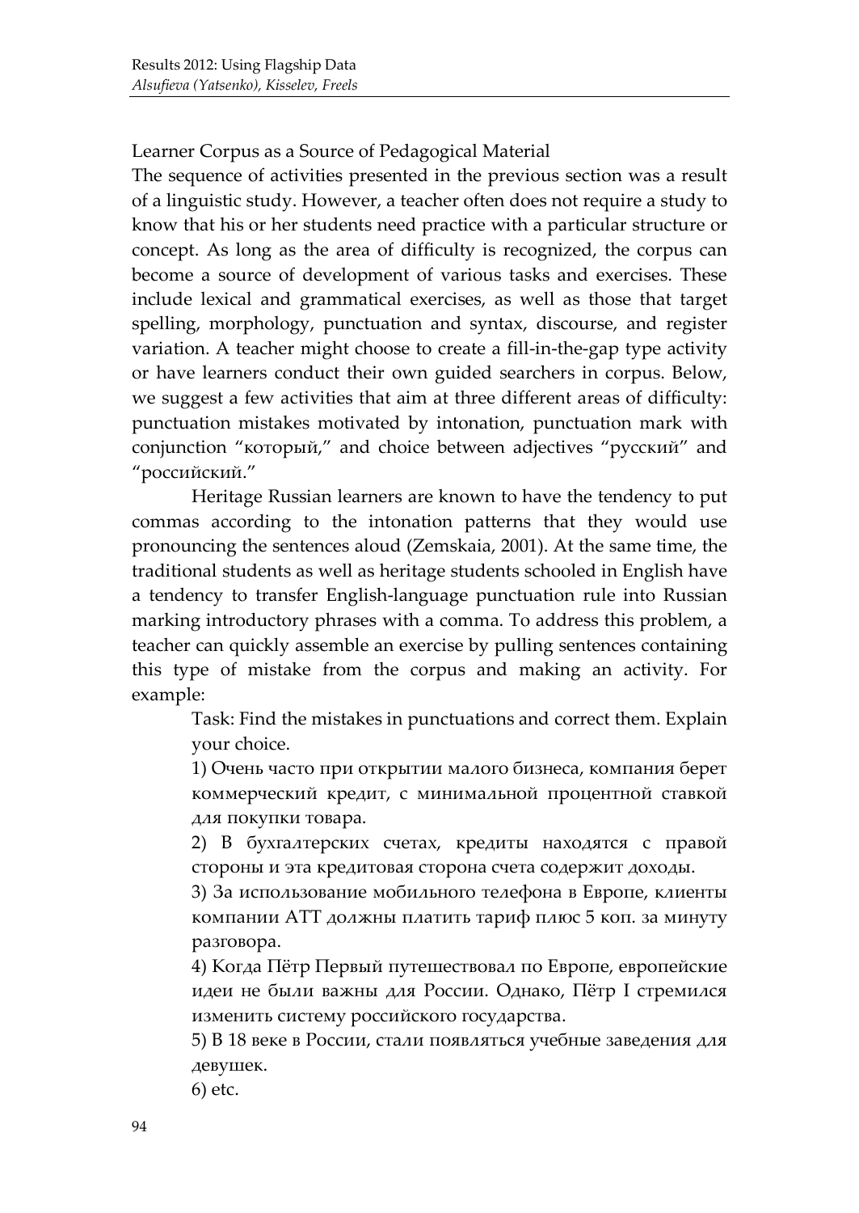## Learner Corpus as a Source of Pedagogical Material

The sequence of activities presented in the previous section was a result of a linguistic study. However, a teacher often does not require a study to know that his or her students need practice with a particular structure or concept. As long as the area of difficulty is recognized, the corpus can become a source of development of various tasks and exercises. These include lexical and grammatical exercises, as well as those that target spelling, morphology, punctuation and syntax, discourse, and register variation. A teacher might choose to create a fill-in-the-gap type activity or have learners conduct their own guided searchers in corpus. Below, we suggest a few activities that aim at three different areas of difficulty: punctuation mistakes motivated by intonation, punctuation mark with conjunction "который," and choice between adjectives "русский" and "российский."

Heritage Russian learners are known to have the tendency to put commas according to the intonation patterns that they would use pronouncing the sentences aloud (Zemskaia, 2001). At the same time, the traditional students as well as heritage students schooled in English have a tendency to transfer English-language punctuation rule into Russian marking introductory phrases with a comma. To address this problem, a teacher can quickly assemble an exercise by pulling sentences containing this type of mistake from the corpus and making an activity. For example:

> Task: Find the mistakes in punctuations and correct them. Explain your choice.
>
> 1) Очень часто при открытии малого бизнеса, компания берет коммерческий кредит, с минимальной процентной ставкой для покупки товара.
>
> 2) В бухгалтерских счетах, кредиты находятся с правой стороны и эта кредитовая сторона счета содержит доходы.
>
> 3) За использование мобильного телефона в Европе, клиенты компании АТТ должны платить тариф плюс 5 коп. за минуту разговора.
>
> 4) Когда Пётр Первый путешествовал по Европе, европейские идеи не были важны для России. Однако, Пётр I стремился изменить систему российского государства.
>
> 5) В 18 веке в России, стали появляться учебные заведения для девушек.
>
> 6) etc.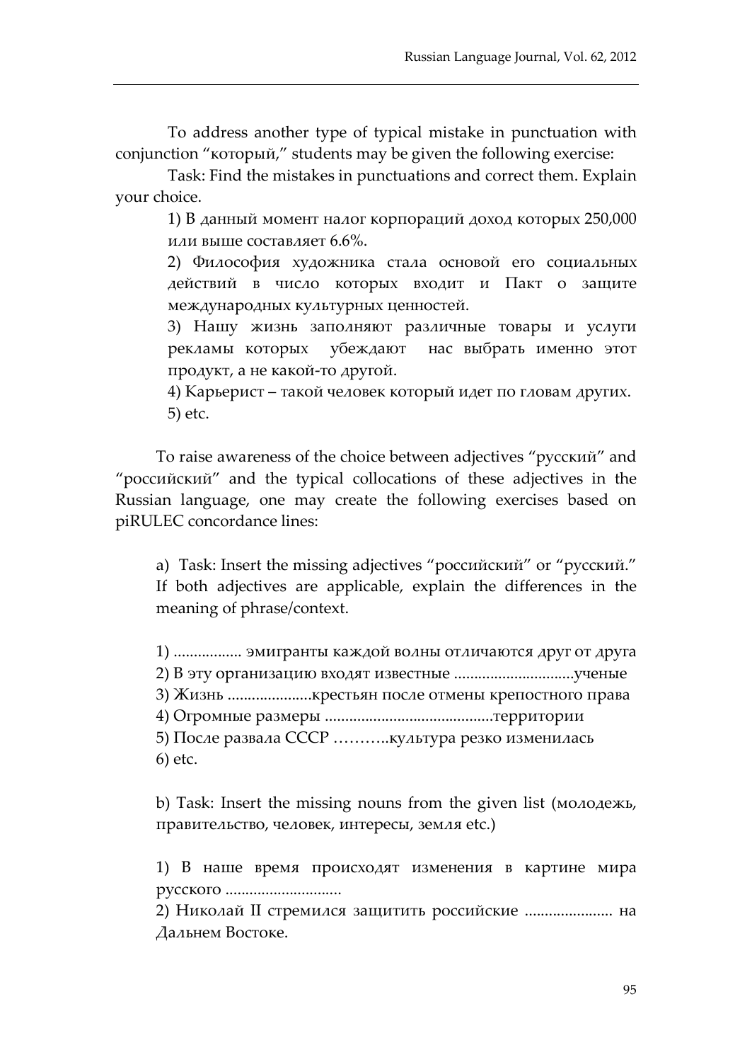To address another type of typical mistake in punctuation with conjunction "который," students may be given the following exercise:

Task: Find the mistakes in punctuations and correct them. Explain your choice.

1) В данный момент налог корпораций доход которых 250,000 или выше составляет 6.6%.
2) Философия художника стала основой его социальных действий в число которых входит и Пакт о защите международных культурных ценностей.
3) Нашу жизнь заполняют различные товары и услуги рекламы которых убеждают нас выбрать именно этот продукт, а не какой-то другой.
4) Карьерист – такой человек который идет по гловам других.
5) etc.

To raise awareness of the choice between adjectives "русский" and "российский" and the typical collocations of these adjectives in the Russian language, one may create the following exercises based on piRULEC concordance lines:

a) Task: Insert the missing adjectives "российский" or "русский." If both adjectives are applicable, explain the differences in the meaning of phrase/context.

1) ................ эмигранты каждой волны отличаются друг от друга
2) В эту организацию входят известные .............................ученые
3) Жизнь ....................крестьян после отмены крепостного права
4) Огромные размеры ..........................................территории
5) После развала СССР ………..культура резко изменилась
6) etc.

b) Task: Insert the missing nouns from the given list (молодежь, правительство, человек, интересы, земля etc.)

1) В наше время происходят изменения в картине мира русского ............................
2) Николай II стремился защитить российские ..................... на Дальнем Востоке.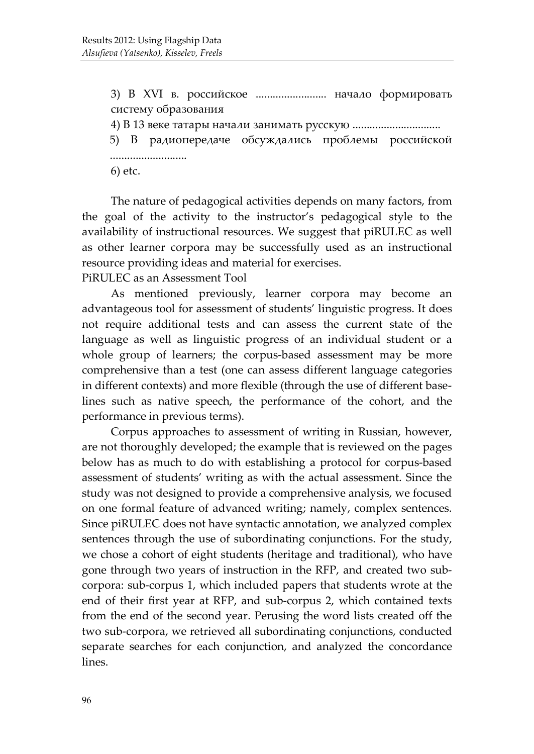3) В XVI в. российское ......................... начало формировать систему образования

4) В 13 веке татары начали занимать русскую ..............................

5) В радиопередаче обсуждались проблемы российской ..........................

6) etc.

The nature of pedagogical activities depends on many factors, from the goal of the activity to the instructor's pedagogical style to the availability of instructional resources. We suggest that piRULEC as well as other learner corpora may be successfully used as an instructional resource providing ideas and material for exercises.

PiRULEC as an Assessment Tool

As mentioned previously, learner corpora may become an advantageous tool for assessment of students' linguistic progress. It does not require additional tests and can assess the current state of the language as well as linguistic progress of an individual student or a whole group of learners; the corpus-based assessment may be more comprehensive than a test (one can assess different language categories in different contexts) and more flexible (through the use of different base-lines such as native speech, the performance of the cohort, and the performance in previous terms).

Corpus approaches to assessment of writing in Russian, however, are not thoroughly developed; the example that is reviewed on the pages below has as much to do with establishing a protocol for corpus-based assessment of students' writing as with the actual assessment. Since the study was not designed to provide a comprehensive analysis, we focused on one formal feature of advanced writing; namely, complex sentences. Since piRULEC does not have syntactic annotation, we analyzed complex sentences through the use of subordinating conjunctions. For the study, we chose a cohort of eight students (heritage and traditional), who have gone through two years of instruction in the RFP, and created two sub-corpora: sub-corpus 1, which included papers that students wrote at the end of their first year at RFP, and sub-corpus 2, which contained texts from the end of the second year. Perusing the word lists created off the two sub-corpora, we retrieved all subordinating conjunctions, conducted separate searches for each conjunction, and analyzed the concordance lines.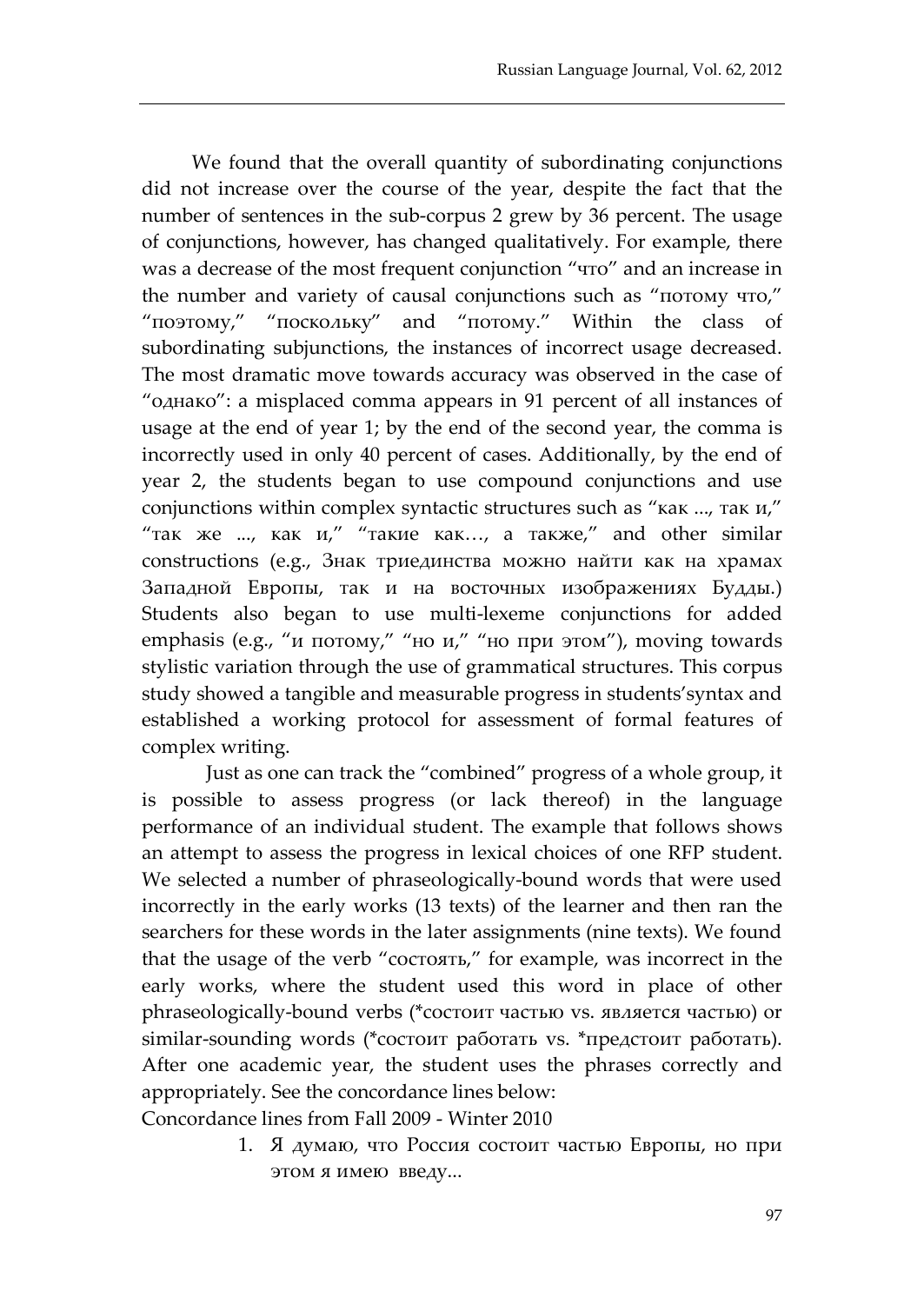We found that the overall quantity of subordinating conjunctions did not increase over the course of the year, despite the fact that the number of sentences in the sub-corpus 2 grew by 36 percent. The usage of conjunctions, however, has changed qualitatively. For example, there was a decrease of the most frequent conjunction "что" and an increase in the number and variety of causal conjunctions such as "потому что," "поэтому," "поскольку" and "потому." Within the class of subordinating subjunctions, the instances of incorrect usage decreased. The most dramatic move towards accuracy was observed in the case of "однако": a misplaced comma appears in 91 percent of all instances of usage at the end of year 1; by the end of the second year, the comma is incorrectly used in only 40 percent of cases. Additionally, by the end of year 2, the students began to use compound conjunctions and use conjunctions within complex syntactic structures such as "как ..., так и," "так же ..., как и," "такие как…, а также," and other similar constructions (e.g., Знак триединства можно найти как на храмах Западной Европы, так и на восточных изображениях Будды.) Students also began to use multi-lexeme conjunctions for added emphasis (e.g., "и потому," "но и," "но при этом"), moving towards stylistic variation through the use of grammatical structures. This corpus study showed a tangible and measurable progress in students'syntax and established a working protocol for assessment of formal features of complex writing.

Just as one can track the "combined" progress of a whole group, it is possible to assess progress (or lack thereof) in the language performance of an individual student. The example that follows shows an attempt to assess the progress in lexical choices of one RFP student. We selected a number of phraseologically-bound words that were used incorrectly in the early works (13 texts) of the learner and then ran the searchers for these words in the later assignments (nine texts). We found that the usage of the verb "состоять," for example, was incorrect in the early works, where the student used this word in place of other phraseologically-bound verbs (*состоит частью vs. является частью) or similar-sounding words (*состоит работать vs. *предстоит работать). After one academic year, the student uses the phrases correctly and appropriately. See the concordance lines below:

Concordance lines from Fall 2009 - Winter 2010

1. Я думаю, что Россия состоит частью Европы, но при этом я имею введу...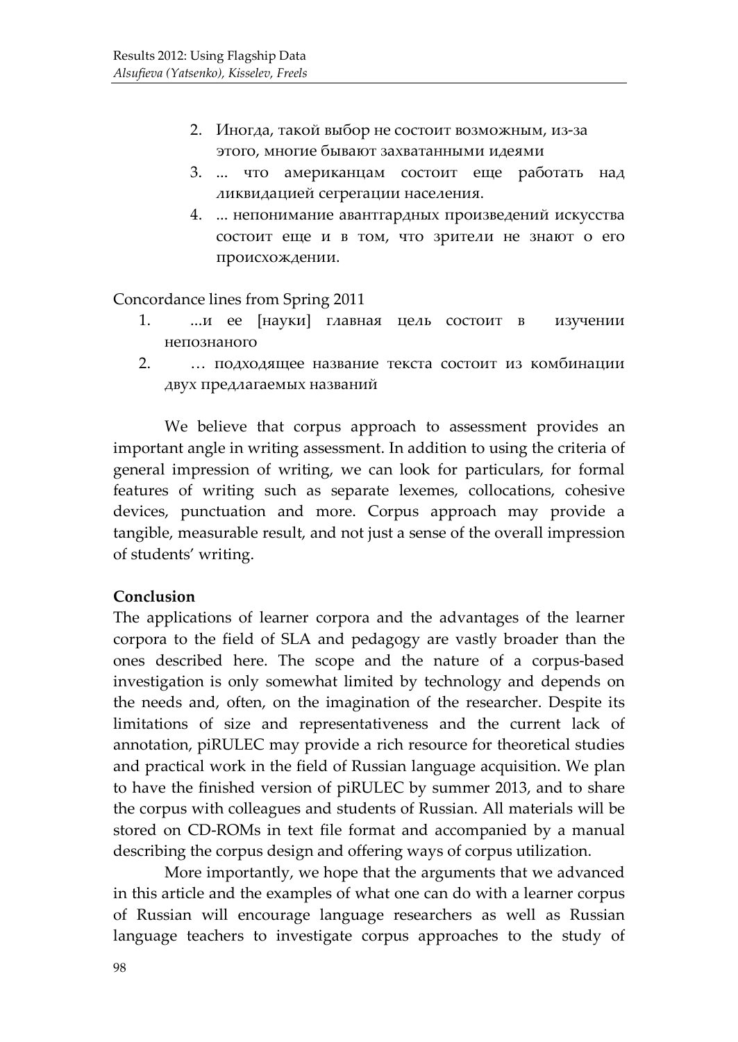2. Иногда, такой выбор не состоит возможным, из-за этого, многие бывают захватанными идеями
3. ... что американцам состоит еще работать над ликвидацией сегрегации населения.
4. ... непонимание авантгардных произведений искусства состоит еще и в том, что зрители не знают о его происхождении.

Concordance lines from Spring 2011

1. ...и ее [науки] главная цель состоит в изучении непознаного
2. … подходящее название текста состоит из комбинации двух предлагаемых названий

We believe that corpus approach to assessment provides an important angle in writing assessment. In addition to using the criteria of general impression of writing, we can look for particulars, for formal features of writing such as separate lexemes, collocations, cohesive devices, punctuation and more. Corpus approach may provide a tangible, measurable result, and not just a sense of the overall impression of students' writing.

**Conclusion**

The applications of learner corpora and the advantages of the learner corpora to the field of SLA and pedagogy are vastly broader than the ones described here. The scope and the nature of a corpus-based investigation is only somewhat limited by technology and depends on the needs and, often, on the imagination of the researcher. Despite its limitations of size and representativeness and the current lack of annotation, piRULEC may provide a rich resource for theoretical studies and practical work in the field of Russian language acquisition. We plan to have the finished version of piRULEC by summer 2013, and to share the corpus with colleagues and students of Russian. All materials will be stored on CD-ROMs in text file format and accompanied by a manual describing the corpus design and offering ways of corpus utilization.

More importantly, we hope that the arguments that we advanced in this article and the examples of what one can do with a learner corpus of Russian will encourage language researchers as well as Russian language teachers to investigate corpus approaches to the study of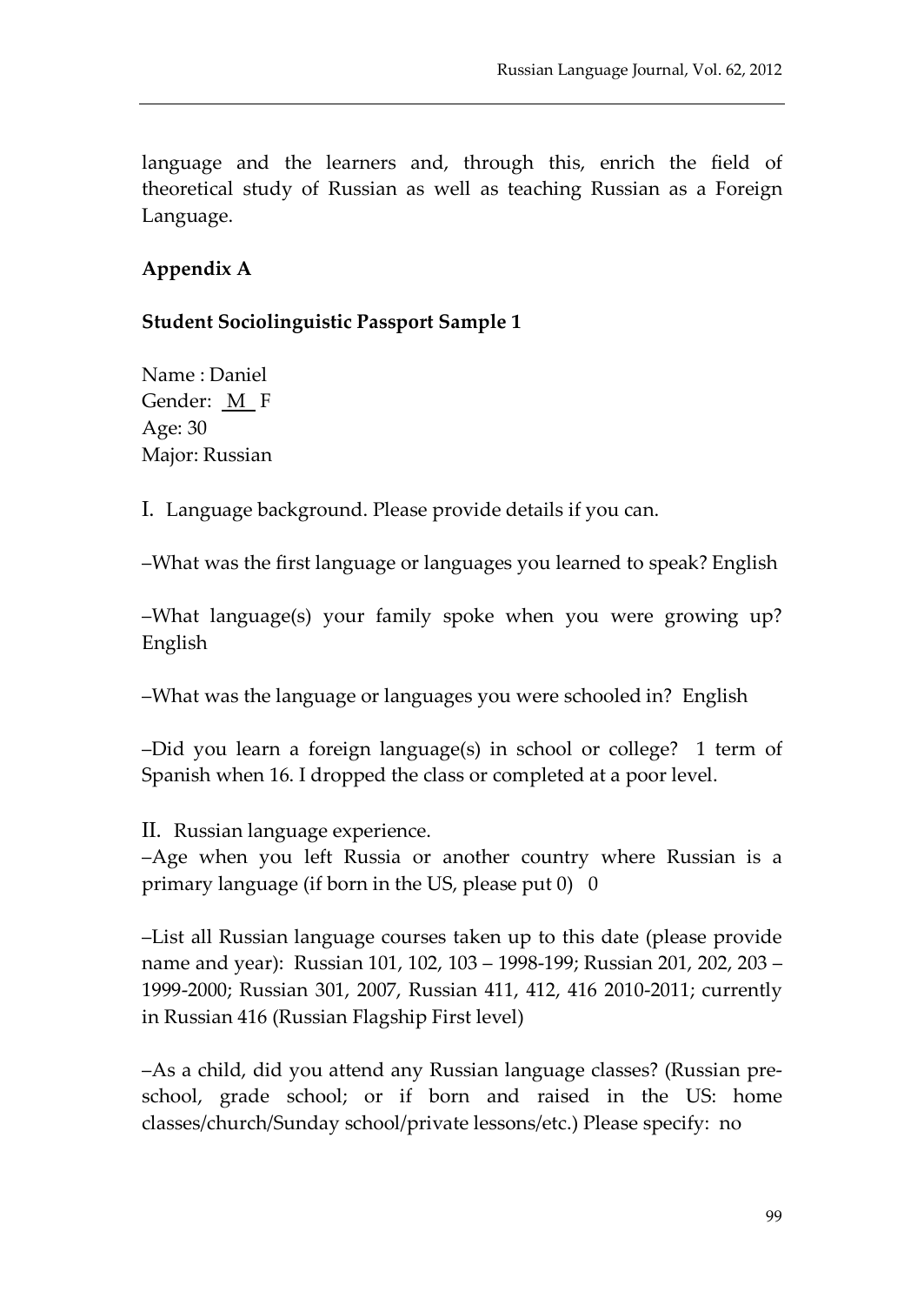language and the learners and, through this, enrich the field of theoretical study of Russian as well as teaching Russian as a Foreign Language.

## Appendix A

### Student Sociolinguistic Passport Sample 1

Name : Daniel
Gender: M F
Age: 30
Major: Russian

I. Language background. Please provide details if you can.

–What was the first language or languages you learned to speak? English

–What language(s) your family spoke when you were growing up? English

–What was the language or languages you were schooled in? English

–Did you learn a foreign language(s) in school or college? 1 term of Spanish when 16. I dropped the class or completed at a poor level.

II. Russian language experience.
–Age when you left Russia or another country where Russian is a primary language (if born in the US, please put 0) 0

–List all Russian language courses taken up to this date (please provide name and year): Russian 101, 102, 103 – 1998-199; Russian 201, 202, 203 – 1999-2000; Russian 301, 2007, Russian 411, 412, 416 2010-2011; currently in Russian 416 (Russian Flagship First level)

–As a child, did you attend any Russian language classes? (Russian pre-school, grade school; or if born and raised in the US: home classes/church/Sunday school/private lessons/etc.) Please specify: no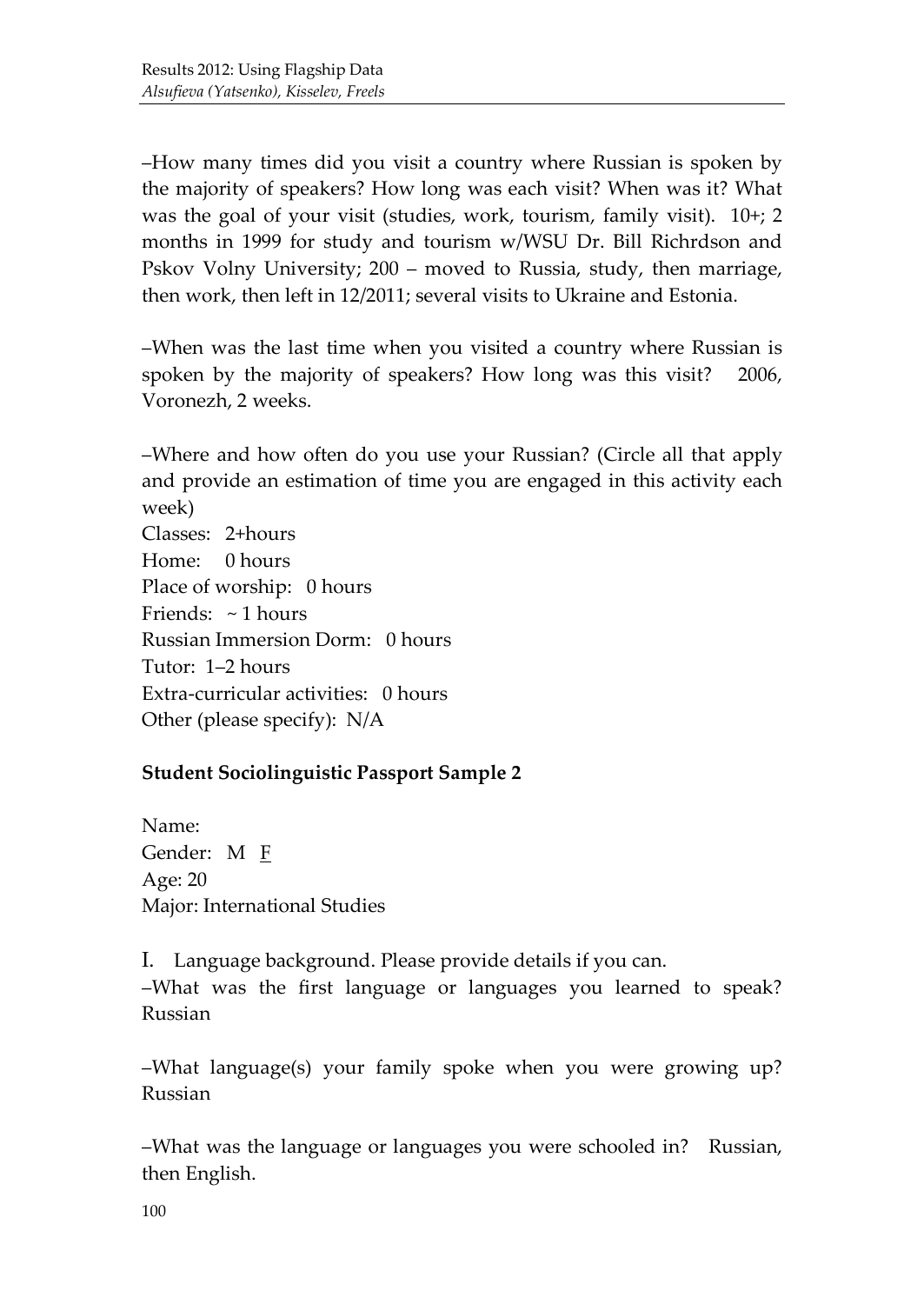–How many times did you visit a country where Russian is spoken by the majority of speakers? How long was each visit? When was it? What was the goal of your visit (studies, work, tourism, family visit). 10+; 2 months in 1999 for study and tourism w/WSU Dr. Bill Richrdson and Pskov Volny University; 200 – moved to Russia, study, then marriage, then work, then left in 12/2011; several visits to Ukraine and Estonia.

–When was the last time when you visited a country where Russian is spoken by the majority of speakers? How long was this visit? 2006, Voronezh, 2 weeks.

–Where and how often do you use your Russian? (Circle all that apply and provide an estimation of time you are engaged in this activity each week)
Classes: 2+hours
Home: 0 hours
Place of worship: 0 hours
Friends: ~ 1 hours
Russian Immersion Dorm: 0 hours
Tutor: 1–2 hours
Extra-curricular activities: 0 hours
Other (please specify): N/A

**Student Sociolinguistic Passport Sample 2**

Name:
Gender: M <u>F</u>
Age: 20
Major: International Studies

I. Language background. Please provide details if you can.
–What was the first language or languages you learned to speak? Russian

–What language(s) your family spoke when you were growing up? Russian

–What was the language or languages you were schooled in? Russian, then English.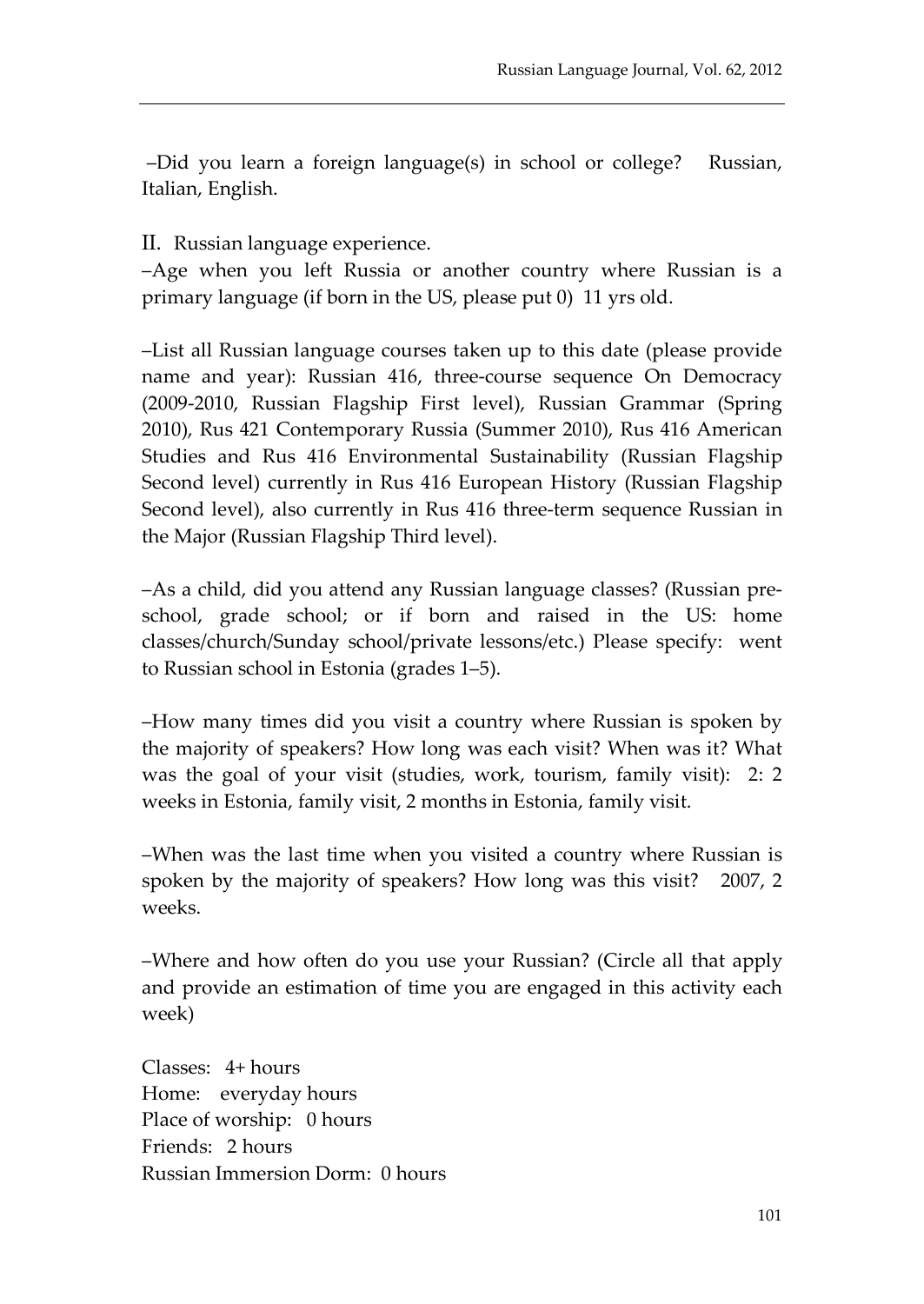–Did you learn a foreign language(s) in school or college? Russian, Italian, English.

II. Russian language experience.

–Age when you left Russia or another country where Russian is a primary language (if born in the US, please put 0) 11 yrs old.

–List all Russian language courses taken up to this date (please provide name and year): Russian 416, three-course sequence On Democracy (2009-2010, Russian Flagship First level), Russian Grammar (Spring 2010), Rus 421 Contemporary Russia (Summer 2010), Rus 416 American Studies and Rus 416 Environmental Sustainability (Russian Flagship Second level) currently in Rus 416 European History (Russian Flagship Second level), also currently in Rus 416 three-term sequence Russian in the Major (Russian Flagship Third level).

–As a child, did you attend any Russian language classes? (Russian pre-school, grade school; or if born and raised in the US: home classes/church/Sunday school/private lessons/etc.) Please specify: went to Russian school in Estonia (grades 1–5).

–How many times did you visit a country where Russian is spoken by the majority of speakers? How long was each visit? When was it? What was the goal of your visit (studies, work, tourism, family visit): 2: 2 weeks in Estonia, family visit, 2 months in Estonia, family visit.

–When was the last time when you visited a country where Russian is spoken by the majority of speakers? How long was this visit? 2007, 2 weeks.

–Where and how often do you use your Russian? (Circle all that apply and provide an estimation of time you are engaged in this activity each week)

Classes: 4+ hours
Home: everyday hours
Place of worship: 0 hours
Friends: 2 hours
Russian Immersion Dorm: 0 hours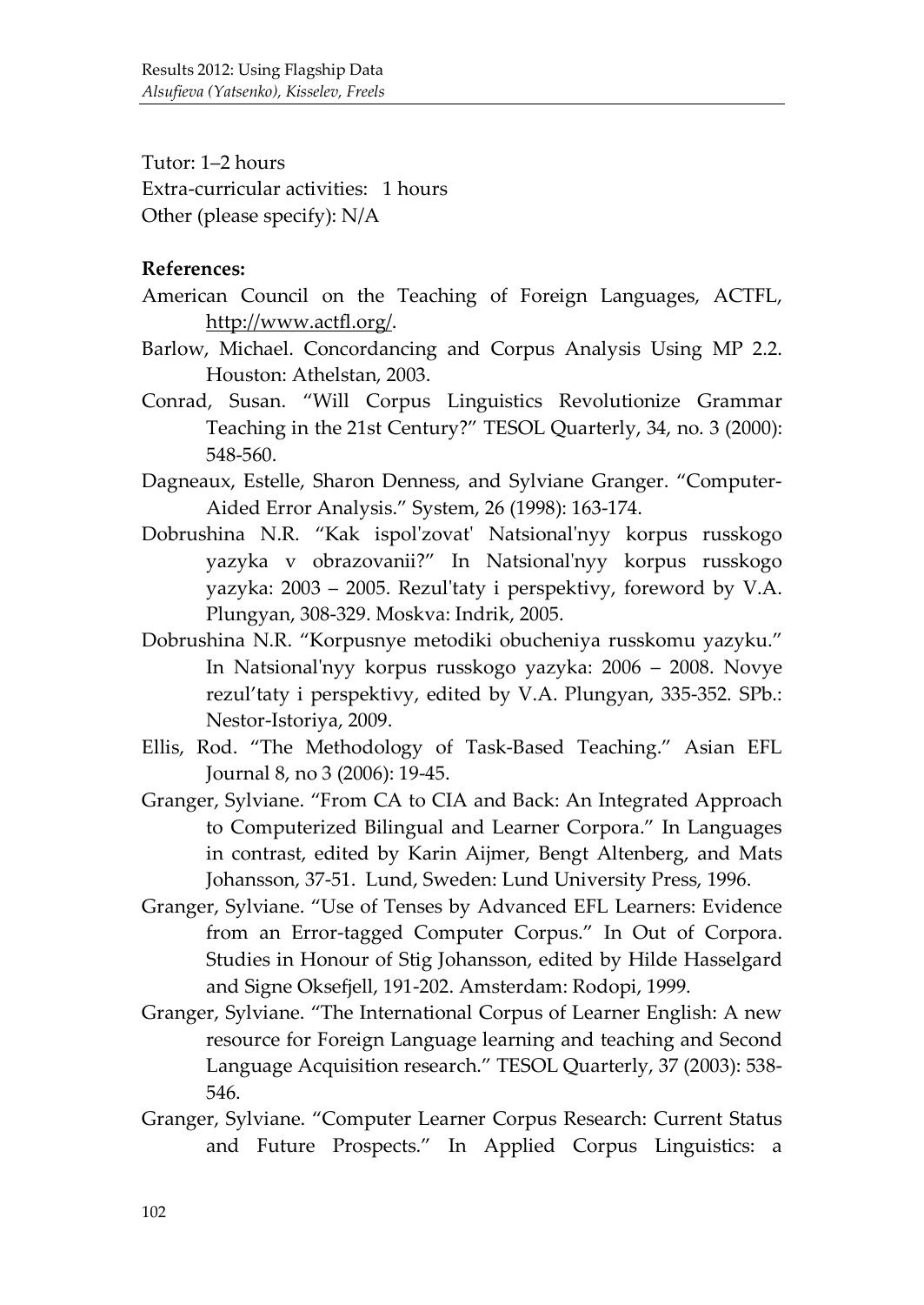Tutor: 1–2 hours
Extra-curricular activities: 1 hours
Other (please specify): N/A

**References:**

American Council on the Teaching of Foreign Languages, ACTFL, http://www.actfl.org/.

Barlow, Michael. Concordancing and Corpus Analysis Using MP 2.2. Houston: Athelstan, 2003.

Conrad, Susan. "Will Corpus Linguistics Revolutionize Grammar Teaching in the 21st Century?" TESOL Quarterly, 34, no. 3 (2000): 548-560.

Dagneaux, Estelle, Sharon Denness, and Sylviane Granger. "Computer-Aided Error Analysis." System, 26 (1998): 163-174.

Dobrushina N.R. "Kak ispol'zovat' Natsional'nyy korpus russkogo yazyka v obrazovanii?" In Natsional'nyy korpus russkogo yazyka: 2003 – 2005. Rezul'taty i perspektivy, foreword by V.A. Plungyan, 308-329. Moskva: Indrik, 2005.

Dobrushina N.R. "Korpusnye metodiki obucheniya russkomu yazyku." In Natsional'nyy korpus russkogo yazyka: 2006 – 2008. Novye rezul'taty i perspektivy, edited by V.A. Plungyan, 335-352. SPb.: Nestor-Istoriya, 2009.

Ellis, Rod. "The Methodology of Task-Based Teaching." Asian EFL Journal 8, no 3 (2006): 19-45.

Granger, Sylviane. "From CA to CIA and Back: An Integrated Approach to Computerized Bilingual and Learner Corpora." In Languages in contrast, edited by Karin Aijmer, Bengt Altenberg, and Mats Johansson, 37-51. Lund, Sweden: Lund University Press, 1996.

Granger, Sylviane. "Use of Tenses by Advanced EFL Learners: Evidence from an Error-tagged Computer Corpus." In Out of Corpora. Studies in Honour of Stig Johansson, edited by Hilde Hasselgard and Signe Oksefjell, 191-202. Amsterdam: Rodopi, 1999.

Granger, Sylviane. "The International Corpus of Learner English: A new resource for Foreign Language learning and teaching and Second Language Acquisition research." TESOL Quarterly, 37 (2003): 538-546.

Granger, Sylviane. "Computer Learner Corpus Research: Current Status and Future Prospects." In Applied Corpus Linguistics: a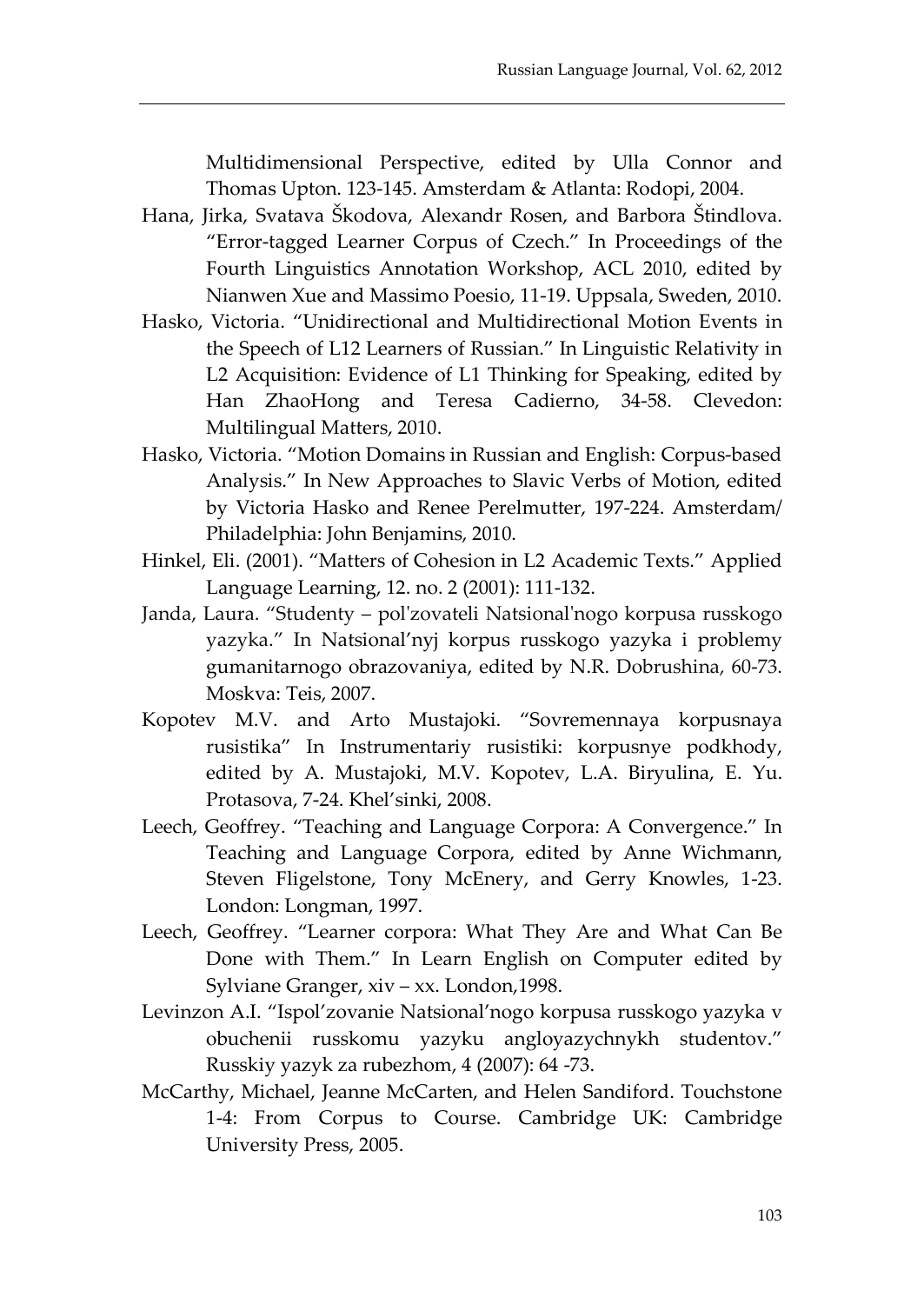Multidimensional Perspective, edited by Ulla Connor and Thomas Upton. 123-145. Amsterdam & Atlanta: Rodopi, 2004.

Hana, Jirka, Svatava Škodova, Alexandr Rosen, and Barbora Štindlova. "Error-tagged Learner Corpus of Czech." In Proceedings of the Fourth Linguistics Annotation Workshop, ACL 2010, edited by Nianwen Xue and Massimo Poesio, 11-19. Uppsala, Sweden, 2010.

Hasko, Victoria. "Unidirectional and Multidirectional Motion Events in the Speech of L12 Learners of Russian." In Linguistic Relativity in L2 Acquisition: Evidence of L1 Thinking for Speaking, edited by Han ZhaoHong and Teresa Cadierno, 34-58. Clevedon: Multilingual Matters, 2010.

Hasko, Victoria. "Motion Domains in Russian and English: Corpus-based Analysis." In New Approaches to Slavic Verbs of Motion, edited by Victoria Hasko and Renee Perelmutter, 197-224. Amsterdam/ Philadelphia: John Benjamins, 2010.

Hinkel, Eli. (2001). "Matters of Cohesion in L2 Academic Texts." Applied Language Learning, 12. no. 2 (2001): 111-132.

Janda, Laura. "Studenty – pol'zovateli Natsional'nogo korpusa russkogo yazyka." In Natsional'nyj korpus russkogo yazyka i problemy gumanitarnogo obrazovaniya, edited by N.R. Dobrushina, 60-73. Moskva: Teis, 2007.

Kopotev M.V. and Arto Mustajoki. "Sovremennaya korpusnaya rusistika" In Instrumentariy rusistiki: korpusnye podkhody, edited by A. Mustajoki, M.V. Kopotev, L.A. Biryulina, E. Yu. Protasova, 7-24. Khel'sinki, 2008.

Leech, Geoffrey. "Teaching and Language Corpora: A Convergence." In Teaching and Language Corpora, edited by Anne Wichmann, Steven Fligelstone, Tony McEnery, and Gerry Knowles, 1-23. London: Longman, 1997.

Leech, Geoffrey. "Learner corpora: What They Are and What Can Be Done with Them." In Learn English on Computer edited by Sylviane Granger, xiv – xx. London,1998.

Levinzon A.I. "Ispol'zovanie Natsional'nogo korpusa russkogo yazyka v obuchenii russkomu yazyku angloyazychnykh studentov." Russkiy yazyk za rubezhom, 4 (2007): 64 -73.

McCarthy, Michael, Jeanne McCarten, and Helen Sandiford. Touchstone 1-4: From Corpus to Course. Cambridge UK: Cambridge University Press, 2005.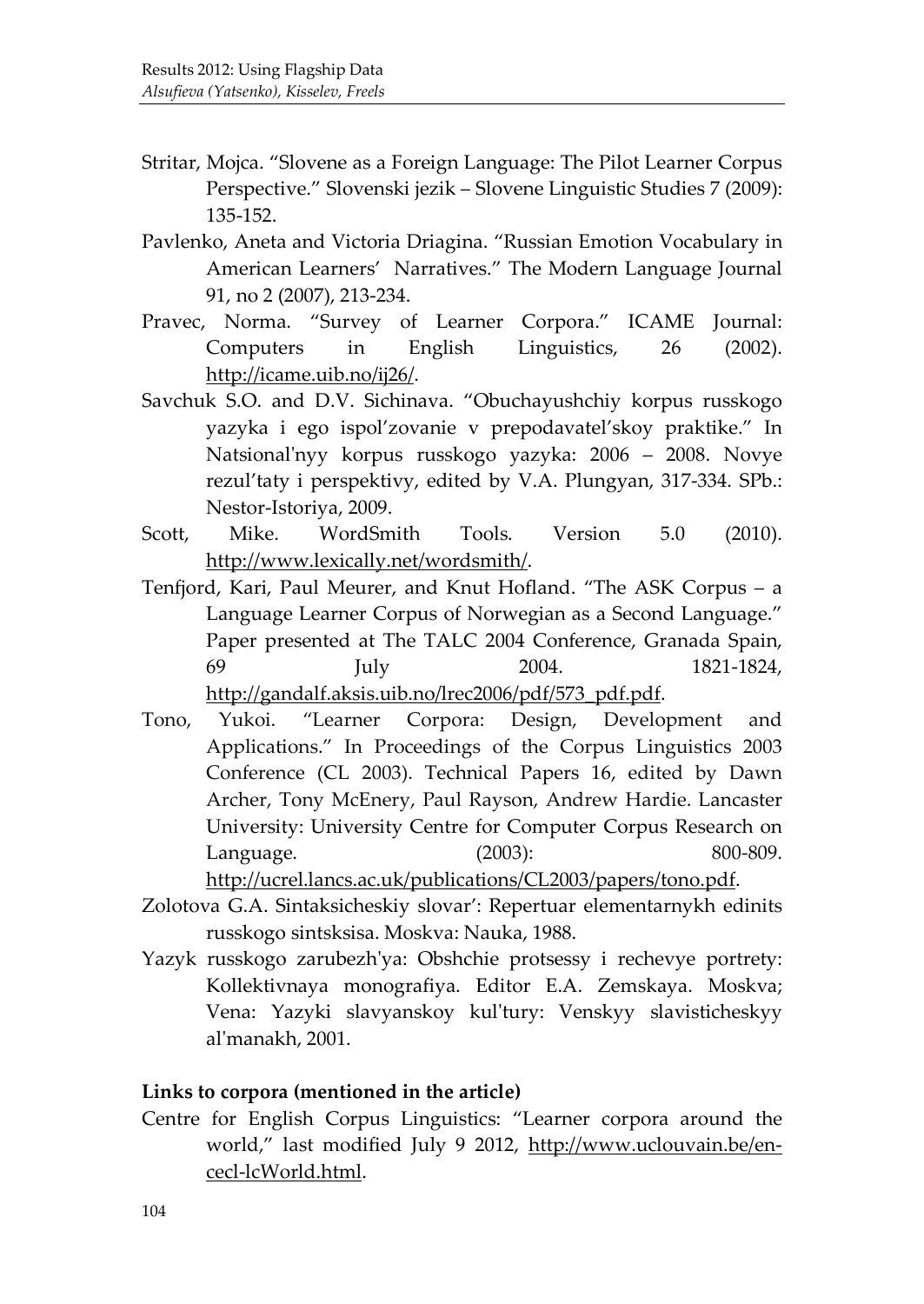Stritar, Mojca. "Slovene as a Foreign Language: The Pilot Learner Corpus Perspective." Slovenski jezik – Slovene Linguistic Studies 7 (2009): 135-152.

Pavlenko, Aneta and Victoria Driagina. "Russian Emotion Vocabulary in American Learners' Narratives." The Modern Language Journal 91, no 2 (2007), 213-234.

Pravec, Norma. "Survey of Learner Corpora." ICAME Journal: Computers in English Linguistics, 26 (2002). http://icame.uib.no/ij26/.

Savchuk S.O. and D.V. Sichinava. "Obuchayushchiy korpus russkogo yazyka i ego ispol'zovanie v prepodavatel'skoy praktike." In Natsional'nyy korpus russkogo yazyka: 2006 – 2008. Novye rezul'taty i perspektivy, edited by V.A. Plungyan, 317-334. SPb.: Nestor-Istoriya, 2009.

Scott, Mike. WordSmith Tools. Version 5.0 (2010). http://www.lexically.net/wordsmith/.

Tenfjord, Kari, Paul Meurer, and Knut Hofland. "The ASK Corpus – a Language Learner Corpus of Norwegian as a Second Language." Paper presented at The TALC 2004 Conference, Granada Spain, 69 July 2004. 1821-1824, http://gandalf.aksis.uib.no/lrec2006/pdf/573_pdf.pdf.

Tono, Yukoi. "Learner Corpora: Design, Development and Applications." In Proceedings of the Corpus Linguistics 2003 Conference (CL 2003). Technical Papers 16, edited by Dawn Archer, Tony McEnery, Paul Rayson, Andrew Hardie. Lancaster University: University Centre for Computer Corpus Research on Language. (2003): 800-809. http://ucrel.lancs.ac.uk/publications/CL2003/papers/tono.pdf.

Zolotova G.A. Sintaksicheskiy slovar': Repertuar elementarnykh edinits russkogo sintsksisa. Moskva: Nauka, 1988.

Yazyk russkogo zarubezh'ya: Obshchie protsessy i rechevye portrety: Kollektivnaya monografiya. Editor E.A. Zemskaya. Moskva; Vena: Yazyki slavyanskoy kul'tury: Venskyy slavisticheskyy al'manakh, 2001.

**Links to corpora (mentioned in the article)**

Centre for English Corpus Linguistics: "Learner corpora around the world," last modified July 9 2012, http://www.uclouvain.be/en-cecl-lcWorld.html.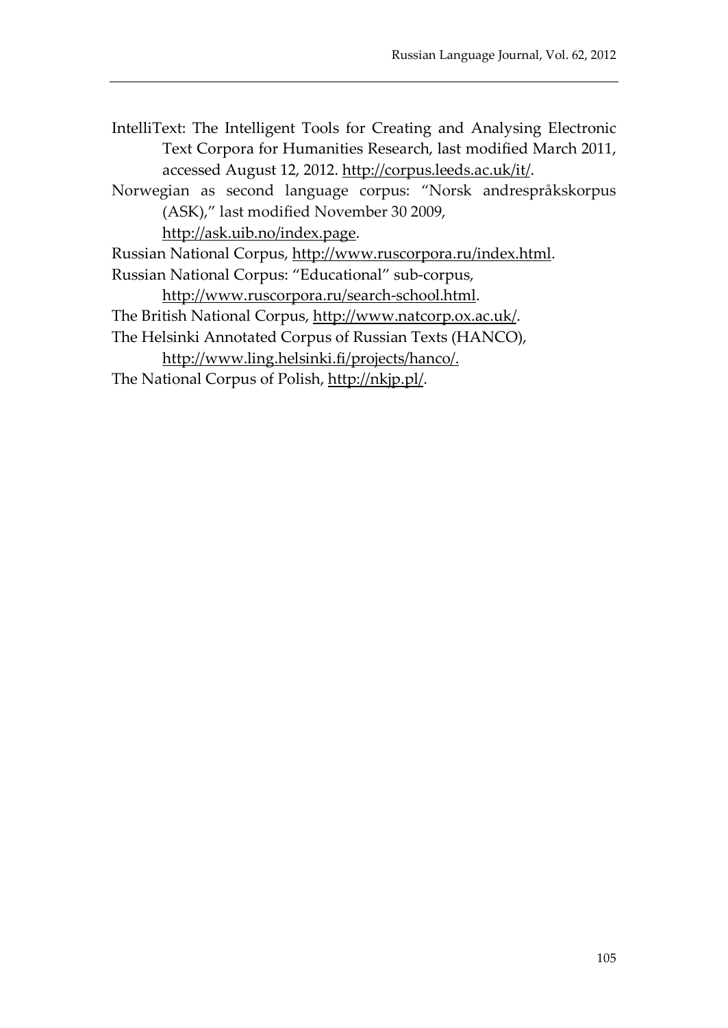IntelliText: The Intelligent Tools for Creating and Analysing Electronic Text Corpora for Humanities Research, last modified March 2011, accessed August 12, 2012. http://corpus.leeds.ac.uk/it/.

Norwegian as second language corpus: "Norsk andrespråkskorpus (ASK)," last modified November 30 2009, http://ask.uib.no/index.page.

Russian National Corpus, http://www.ruscorpora.ru/index.html.

Russian National Corpus: "Educational" sub-corpus, http://www.ruscorpora.ru/search-school.html.

The British National Corpus, http://www.natcorp.ox.ac.uk/.

The Helsinki Annotated Corpus of Russian Texts (HANCO), http://www.ling.helsinki.fi/projects/hanco/.

The National Corpus of Polish, http://nkjp.pl/.